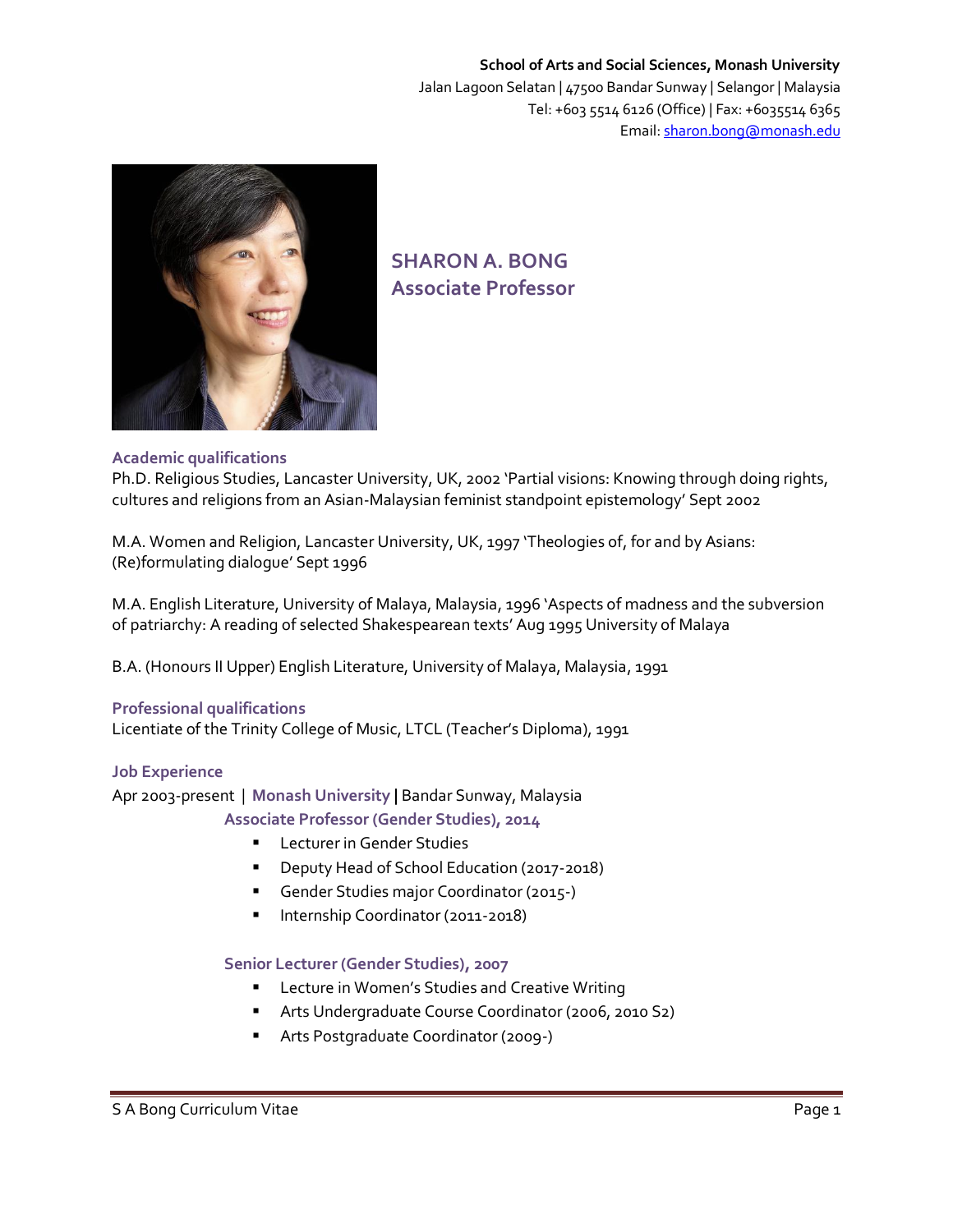**School of Arts and Social Sciences, Monash University**
Jalan Lagoon Selatan | 47500 Bandar Sunway | Selangor | Malaysia
Tel: +603 5514 6126 (Office) | Fax: +6035514 6365
Email: sharon.bong@monash.edu

# SHARON A. BONG
## Associate Professor

### Academic qualifications

Ph.D. Religious Studies, Lancaster University, UK, 2002 'Partial visions: Knowing through doing rights, cultures and religions from an Asian-Malaysian feminist standpoint epistemology' Sept 2002

M.A. Women and Religion, Lancaster University, UK, 1997 'Theologies of, for and by Asians: (Re)formulating dialogue' Sept 1996

M.A. English Literature, University of Malaya, Malaysia, 1996 'Aspects of madness and the subversion of patriarchy: A reading of selected Shakespearean texts' Aug 1995 University of Malaya

B.A. (Honours II Upper) English Literature, University of Malaya, Malaysia, 1991

### Professional qualifications

Licentiate of the Trinity College of Music, LTCL (Teacher's Diploma), 1991

### Job Experience

Apr 2003-present | **Monash University** | Bandar Sunway, Malaysia

**Associate Professor (Gender Studies), 2014**

- Lecturer in Gender Studies
- Deputy Head of School Education (2017-2018)
- Gender Studies major Coordinator (2015-)
- Internship Coordinator (2011-2018)

**Senior Lecturer (Gender Studies), 2007**

- Lecture in Women's Studies and Creative Writing
- Arts Undergraduate Course Coordinator (2006, 2010 S2)
- Arts Postgraduate Coordinator (2009-)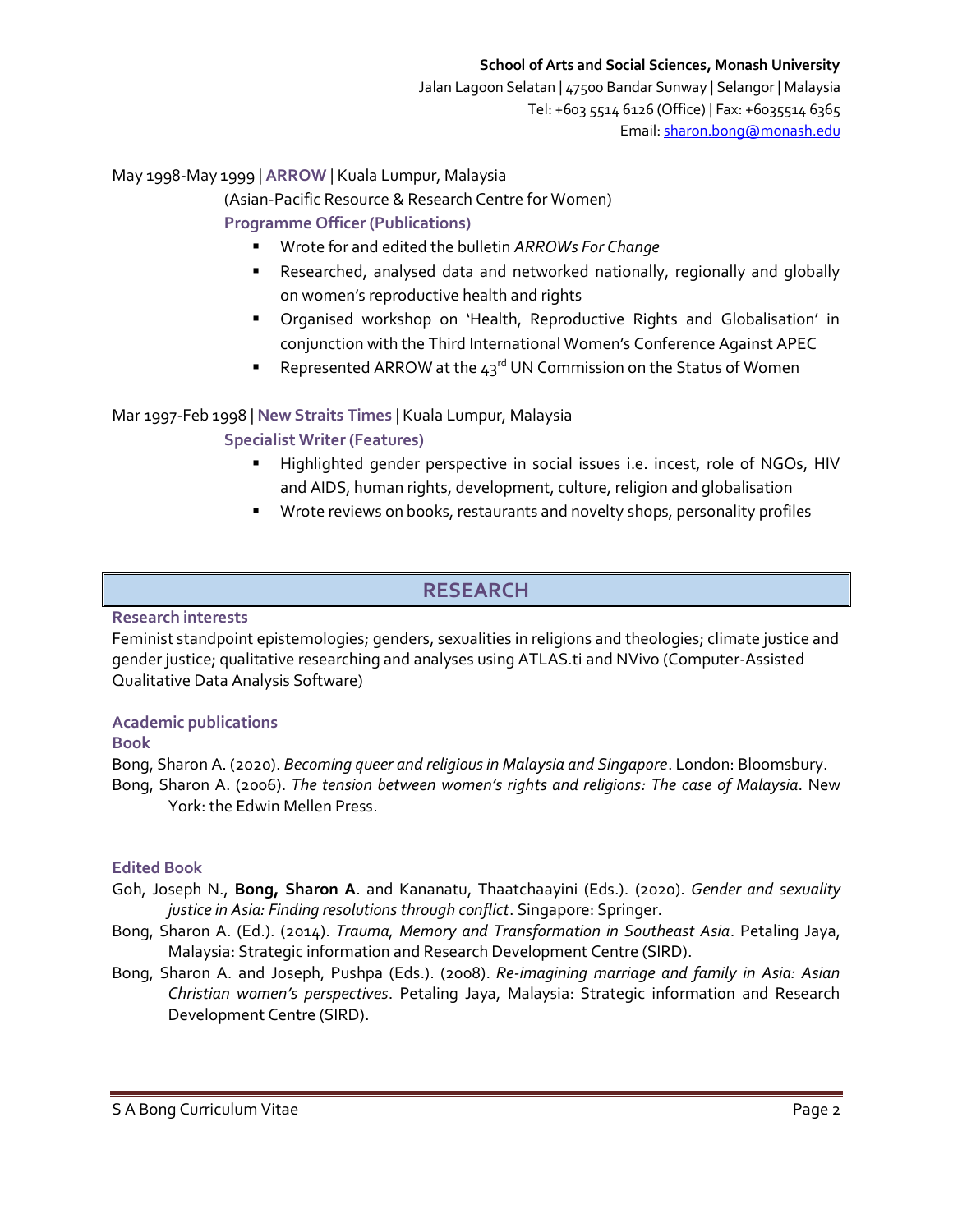**School of Arts and Social Sciences, Monash University**
Jalan Lagoon Selatan | 47500 Bandar Sunway | Selangor | Malaysia
Tel: +603 5514 6126 (Office) | Fax: +6035514 6365
Email: sharon.bong@monash.edu

May 1998-May 1999 | **ARROW** | Kuala Lumpur, Malaysia
(Asian-Pacific Resource & Research Centre for Women)
**Programme Officer (Publications)**

- Wrote for and edited the bulletin *ARROWs For Change*
- Researched, analysed data and networked nationally, regionally and globally on women's reproductive health and rights
- Organised workshop on 'Health, Reproductive Rights and Globalisation' in conjunction with the Third International Women's Conference Against APEC
- Represented ARROW at the 43rd UN Commission on the Status of Women

Mar 1997-Feb 1998 | **New Straits Times** | Kuala Lumpur, Malaysia
**Specialist Writer (Features)**

- Highlighted gender perspective in social issues i.e. incest, role of NGOs, HIV and AIDS, human rights, development, culture, religion and globalisation
- Wrote reviews on books, restaurants and novelty shops, personality profiles

## RESEARCH

### Research interests

Feminist standpoint epistemologies; genders, sexualities in religions and theologies; climate justice and gender justice; qualitative researching and analyses using ATLAS.ti and NVivo (Computer-Assisted Qualitative Data Analysis Software)

### Academic publications

#### Book

Bong, Sharon A. (2020). *Becoming queer and religious in Malaysia and Singapore*. London: Bloomsbury.

Bong, Sharon A. (2006). *The tension between women's rights and religions: The case of Malaysia*. New York: the Edwin Mellen Press.

#### Edited Book

Goh, Joseph N., **Bong, Sharon A**. and Kananatu, Thaatchaayini (Eds.). (2020). *Gender and sexuality justice in Asia: Finding resolutions through conflict*. Singapore: Springer.

Bong, Sharon A. (Ed.). (2014). *Trauma, Memory and Transformation in Southeast Asia*. Petaling Jaya, Malaysia: Strategic information and Research Development Centre (SIRD).

Bong, Sharon A. and Joseph, Pushpa (Eds.). (2008). *Re-imagining marriage and family in Asia: Asian Christian women's perspectives*. Petaling Jaya, Malaysia: Strategic information and Research Development Centre (SIRD).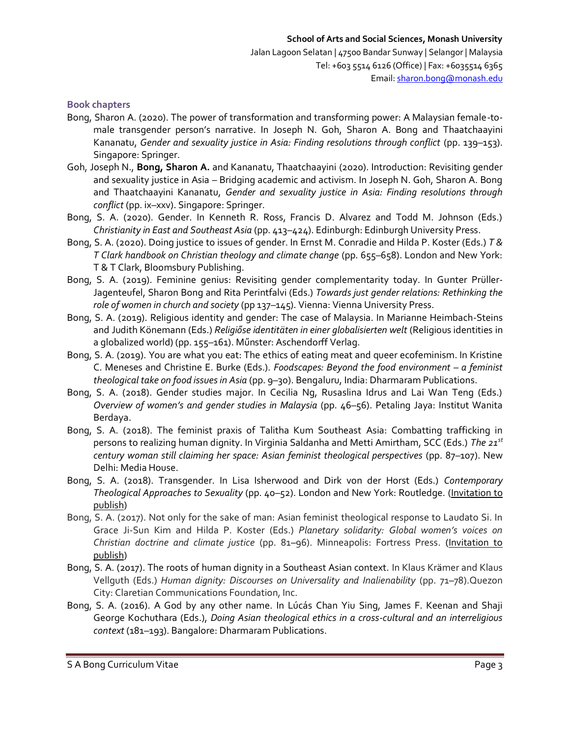## Book chapters

- Bong, Sharon A. (2020). The power of transformation and transforming power: A Malaysian female-to-male transgender person's narrative. In Joseph N. Goh, Sharon A. Bong and Thaatchaayini Kananatu, *Gender and sexuality justice in Asia: Finding resolutions through conflict* (pp. 139–153). Singapore: Springer.
- Goh, Joseph N., **Bong, Sharon A.** and Kananatu, Thaatchaayini (2020). Introduction: Revisiting gender and sexuality justice in Asia – Bridging academic and activism. In Joseph N. Goh, Sharon A. Bong and Thaatchaayini Kananatu, *Gender and sexuality justice in Asia: Finding resolutions through conflict* (pp. ix–xxv). Singapore: Springer.
- Bong, S. A. (2020). Gender. In Kenneth R. Ross, Francis D. Alvarez and Todd M. Johnson (Eds.) *Christianity in East and Southeast Asia* (pp. 413–424). Edinburgh: Edinburgh University Press.
- Bong, S. A. (2020). Doing justice to issues of gender. In Ernst M. Conradie and Hilda P. Koster (Eds.) *T & T Clark handbook on Christian theology and climate change* (pp. 655–658). London and New York: T & T Clark, Bloomsbury Publishing.
- Bong, S. A. (2019). Feminine genius: Revisiting gender complementarity today. In Gunter Prüller-Jagenteufel, Sharon Bong and Rita Perintfalvi (Eds.) *Towards just gender relations: Rethinking the role of women in church and society* (pp 137–145). Vienna: Vienna University Press.
- Bong, S. A. (2019). Religious identity and gender: The case of Malaysia. In Marianne Heimbach-Steins and Judith Könemann (Eds.) *Religiőse identitäten in einer globalisierten welt* (Religious identities in a globalized world) (pp. 155–161). Műnster: Aschendorff Verlag.
- Bong, S. A. (2019). You are what you eat: The ethics of eating meat and queer ecofeminism. In Kristine C. Meneses and Christine E. Burke (Eds.). *Foodscapes: Beyond the food environment – a feminist theological take on food issues in Asia* (pp. 9–30). Bengaluru, India: Dharmaram Publications.
- Bong, S. A. (2018). Gender studies major. In Cecilia Ng, Rusaslina Idrus and Lai Wan Teng (Eds.) *Overview of women's and gender studies in Malaysia* (pp. 46–56). Petaling Jaya: Institut Wanita Berdaya.
- Bong, S. A. (2018). The feminist praxis of Talitha Kum Southeast Asia: Combatting trafficking in persons to realizing human dignity. In Virginia Saldanha and Metti Amirtham, SCC (Eds.) *The 21st century woman still claiming her space: Asian feminist theological perspectives* (pp. 87–107). New Delhi: Media House.
- Bong, S. A. (2018). Transgender. In Lisa Isherwood and Dirk von der Horst (Eds.) *Contemporary Theological Approaches to Sexuality* (pp. 40–52). London and New York: Routledge. (Invitation to publish)
- Bong, S. A. (2017). Not only for the sake of man: Asian feminist theological response to Laudato Si. In Grace Ji-Sun Kim and Hilda P. Koster (Eds.) *Planetary solidarity: Global women's voices on Christian doctrine and climate justice* (pp. 81–96). Minneapolis: Fortress Press. (Invitation to publish)
- Bong, S. A. (2017). The roots of human dignity in a Southeast Asian context. In Klaus Krämer and Klaus Vellguth (Eds.) *Human dignity: Discourses on Universality and Inalienability* (pp. 71–78).Quezon City: Claretian Communications Foundation, Inc.
- Bong, S. A. (2016). A God by any other name. In Lúcás Chan Yiu Sing, James F. Keenan and Shaji George Kochuthara (Eds.), *Doing Asian theological ethics in a cross-cultural and an interreligious context* (181–193). Bangalore: Dharmaram Publications.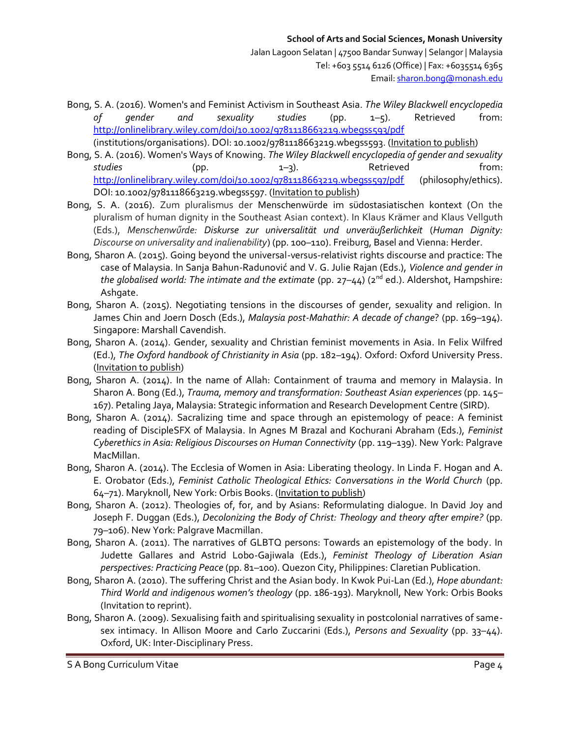Bong, S. A. (2016). Women's and Feminist Activism in Southeast Asia. *The Wiley Blackwell encyclopedia of gender and sexuality studies* (pp. 1–5). Retrieved from: http://onlinelibrary.wiley.com/doi/10.1002/9781118663219.wbegss593/pdf (institutions/organisations). DOI: 10.1002/9781118663219.wbegss593. (Invitation to publish)

Bong, S. A. (2016). Women's Ways of Knowing. *The Wiley Blackwell encyclopedia of gender and sexuality studies* (pp. 1–3). Retrieved from: http://onlinelibrary.wiley.com/doi/10.1002/9781118663219.wbegss597/pdf (philosophy/ethics). DOI: 10.1002/9781118663219.wbegss597. (Invitation to publish)

Bong, S. A. (2016). Zum pluralismus der Menschenwürde im südostasiatischen kontext (On the pluralism of human dignity in the Southeast Asian context). In Klaus Krämer and Klaus Vellguth (Eds.), *Menschenwűrde: Diskurse zur universalität und unveräußerlichkeit* (*Human Dignity: Discourse on universality and inalienability*) (pp. 100–110). Freiburg, Basel and Vienna: Herder.

Bong, Sharon A. (2015). Going beyond the universal-versus-relativist rights discourse and practice: The case of Malaysia. In Sanja Bahun-Radunović and V. G. Julie Rajan (Eds.), *Violence and gender in the globalised world: The intimate and the extimate* (pp. 27–44) (2nd ed.). Aldershot, Hampshire: Ashgate.

Bong, Sharon A. (2015). Negotiating tensions in the discourses of gender, sexuality and religion. In James Chin and Joern Dosch (Eds.), *Malaysia post-Mahathir: A decade of change*? (pp. 169–194). Singapore: Marshall Cavendish.

Bong, Sharon A. (2014). Gender, sexuality and Christian feminist movements in Asia. In Felix Wilfred (Ed.), *The Oxford handbook of Christianity in Asia* (pp. 182–194). Oxford: Oxford University Press. (Invitation to publish)

Bong, Sharon A. (2014). In the name of Allah: Containment of trauma and memory in Malaysia. In Sharon A. Bong (Ed.), *Trauma, memory and transformation: Southeast Asian experiences* (pp. 145–167). Petaling Jaya, Malaysia: Strategic information and Research Development Centre (SIRD).

Bong, Sharon A. (2014). Sacralizing time and space through an epistemology of peace: A feminist reading of DiscipleSFX of Malaysia. In Agnes M Brazal and Kochurani Abraham (Eds.), *Feminist Cyberethics in Asia: Religious Discourses on Human Connectivity* (pp. 119–139). New York: Palgrave MacMillan.

Bong, Sharon A. (2014). The Ecclesia of Women in Asia: Liberating theology. In Linda F. Hogan and A. E. Orobator (Eds.), *Feminist Catholic Theological Ethics: Conversations in the World Church* (pp. 64–71). Maryknoll, New York: Orbis Books. (Invitation to publish)

Bong, Sharon A. (2012). Theologies of, for, and by Asians: Reformulating dialogue. In David Joy and Joseph F. Duggan (Eds.), *Decolonizing the Body of Christ: Theology and theory after empire?* (pp. 79–106). New York: Palgrave Macmillan.

Bong, Sharon A. (2011). The narratives of GLBTQ persons: Towards an epistemology of the body. In Judette Gallares and Astrid Lobo-Gajiwala (Eds.), *Feminist Theology of Liberation Asian perspectives: Practicing Peace* (pp. 81–100). Quezon City, Philippines: Claretian Publication.

Bong, Sharon A. (2010). The suffering Christ and the Asian body. In Kwok Pui-Lan (Ed.), *Hope abundant: Third World and indigenous women's theology* (pp. 186-193). Maryknoll, New York: Orbis Books (Invitation to reprint).

Bong, Sharon A. (2009). Sexualising faith and spiritualising sexuality in postcolonial narratives of same-sex intimacy. In Allison Moore and Carlo Zuccarini (Eds.), *Persons and Sexuality* (pp. 33–44). Oxford, UK: Inter-Disciplinary Press.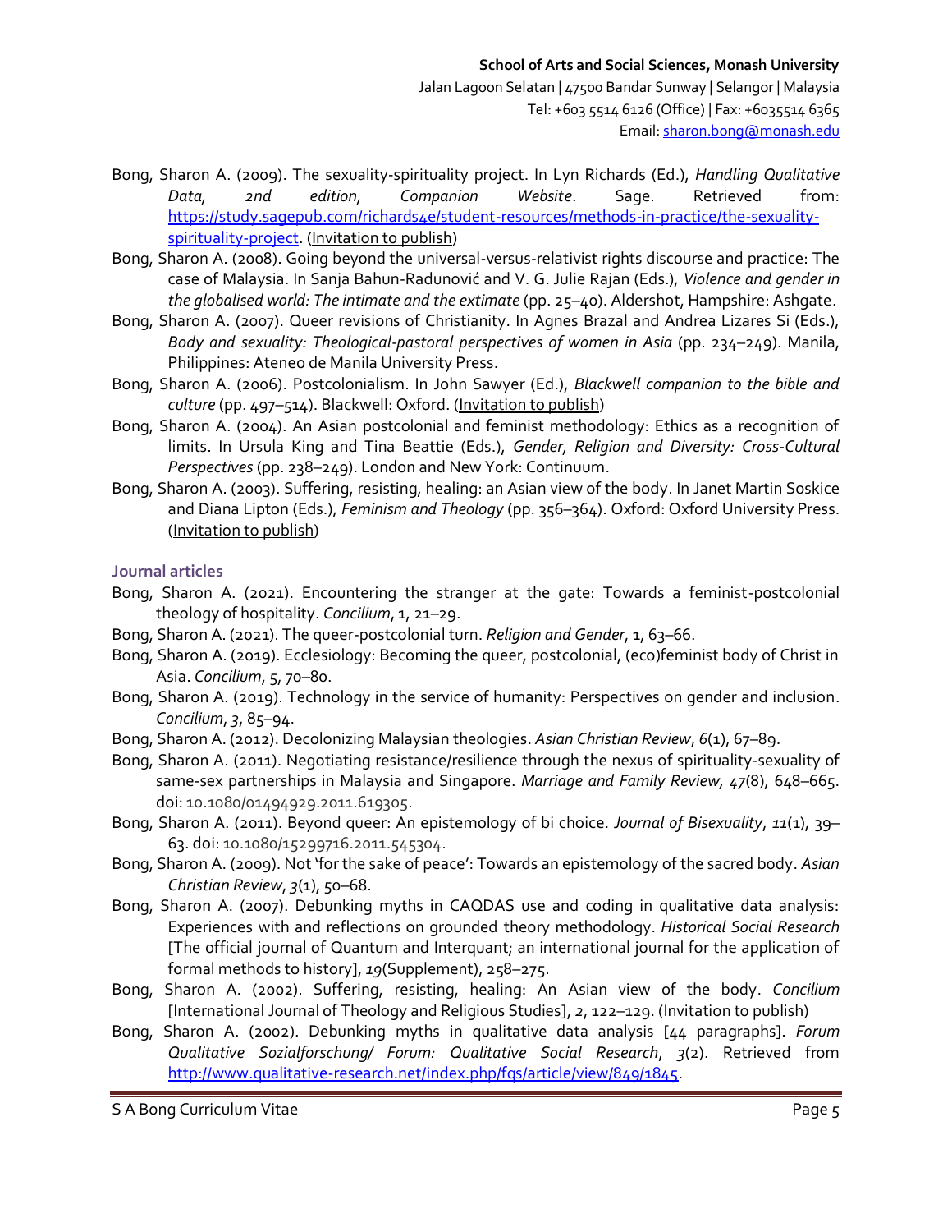- Bong, Sharon A. (2009). The sexuality-spirituality project. In Lyn Richards (Ed.), *Handling Qualitative Data, 2nd edition, Companion Website*. Sage. Retrieved from: [https://study.sagepub.com/richards4e/student-resources/methods-in-practice/the-sexuality-spirituality-project](https://study.sagepub.com/richards4e/student-resources/methods-in-practice/the-sexuality-spirituality-project). (Invitation to publish)
- Bong, Sharon A. (2008). Going beyond the universal-versus-relativist rights discourse and practice: The case of Malaysia. In Sanja Bahun-Radunović and V. G. Julie Rajan (Eds.), *Violence and gender in the globalised world: The intimate and the extimate* (pp. 25–40). Aldershot, Hampshire: Ashgate.
- Bong, Sharon A. (2007). Queer revisions of Christianity. In Agnes Brazal and Andrea Lizares Si (Eds.), *Body and sexuality: Theological-pastoral perspectives of women in Asia* (pp. 234–249). Manila, Philippines: Ateneo de Manila University Press.
- Bong, Sharon A. (2006). Postcolonialism. In John Sawyer (Ed.), *Blackwell companion to the bible and culture* (pp. 497–514). Blackwell: Oxford. (Invitation to publish)
- Bong, Sharon A. (2004). An Asian postcolonial and feminist methodology: Ethics as a recognition of limits. In Ursula King and Tina Beattie (Eds.), *Gender, Religion and Diversity: Cross-Cultural Perspectives* (pp. 238–249). London and New York: Continuum.
- Bong, Sharon A. (2003). Suffering, resisting, healing: an Asian view of the body. In Janet Martin Soskice and Diana Lipton (Eds.), *Feminism and Theology* (pp. 356–364). Oxford: Oxford University Press. (Invitation to publish)

### Journal articles

- Bong, Sharon A. (2021). Encountering the stranger at the gate: Towards a feminist-postcolonial theology of hospitality. *Concilium*, 1, 21–29.
- Bong, Sharon A. (2021). The queer-postcolonial turn. *Religion and Gender*, 1, 63–66.
- Bong, Sharon A. (2019). Ecclesiology: Becoming the queer, postcolonial, (eco)feminist body of Christ in Asia. *Concilium*, 5, 70–80.
- Bong, Sharon A. (2019). Technology in the service of humanity: Perspectives on gender and inclusion. *Concilium*, *3*, 85–94.
- Bong, Sharon A. (2012). Decolonizing Malaysian theologies. *Asian Christian Review*, *6*(1), 67–89.
- Bong, Sharon A. (2011). Negotiating resistance/resilience through the nexus of spirituality-sexuality of same-sex partnerships in Malaysia and Singapore. *Marriage and Family Review*, *47*(8), 648–665. doi: 10.1080/01494929.2011.619305.
- Bong, Sharon A. (2011). Beyond queer: An epistemology of bi choice. *Journal of Bisexuality*, *11*(1), 39–63. doi: 10.1080/15299716.2011.545304.
- Bong, Sharon A. (2009). Not 'for the sake of peace': Towards an epistemology of the sacred body. *Asian Christian Review*, *3*(1), 50–68.
- Bong, Sharon A. (2007). Debunking myths in CAQDAS use and coding in qualitative data analysis: Experiences with and reflections on grounded theory methodology. *Historical Social Research* [The official journal of Quantum and Interquant; an international journal for the application of formal methods to history], *19*(Supplement), 258–275.
- Bong, Sharon A. (2002). Suffering, resisting, healing: An Asian view of the body. *Concilium* [International Journal of Theology and Religious Studies], *2*, 122–129. (Invitation to publish)
- Bong, Sharon A. (2002). Debunking myths in qualitative data analysis [44 paragraphs]. *Forum Qualitative Sozialforschung/ Forum: Qualitative Social Research*, *3*(2). Retrieved from [http://www.qualitative-research.net/index.php/fqs/article/view/849/1845](http://www.qualitative-research.net/index.php/fqs/article/view/849/1845).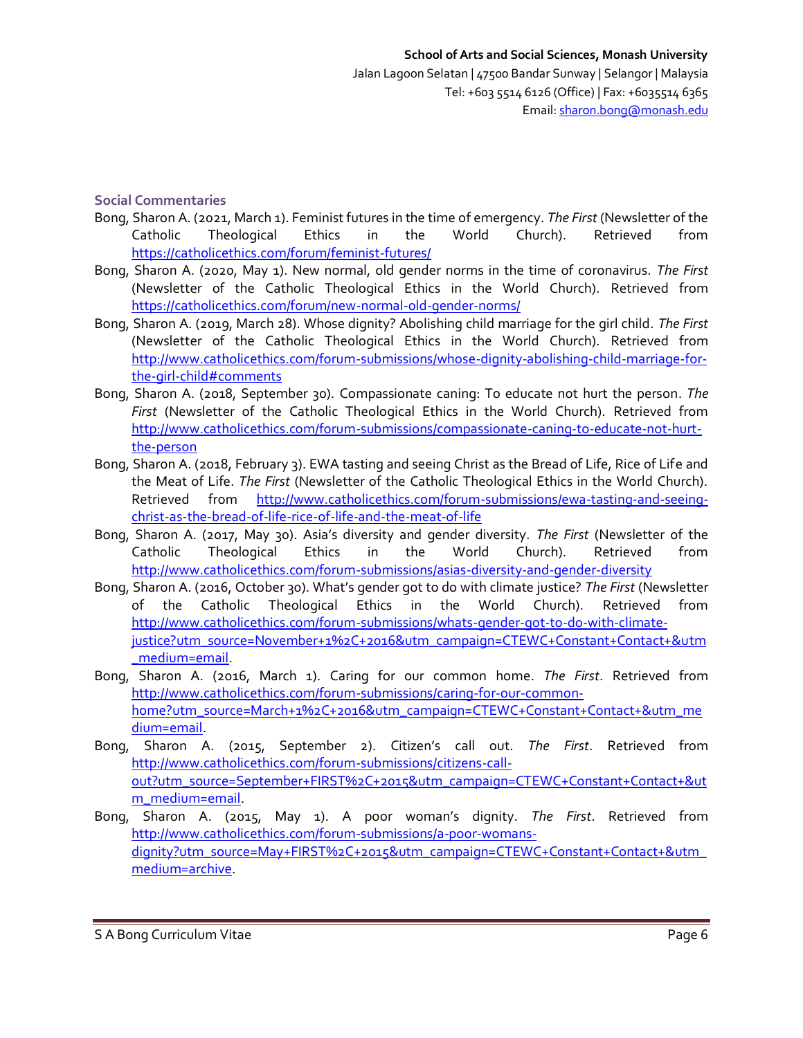## Social Commentaries

- Bong, Sharon A. (2021, March 1). Feminist futures in the time of emergency. *The First* (Newsletter of the Catholic Theological Ethics in the World Church). Retrieved from https://catholicethics.com/forum/feminist-futures/
- Bong, Sharon A. (2020, May 1). New normal, old gender norms in the time of coronavirus. *The First* (Newsletter of the Catholic Theological Ethics in the World Church). Retrieved from https://catholicethics.com/forum/new-normal-old-gender-norms/
- Bong, Sharon A. (2019, March 28). Whose dignity? Abolishing child marriage for the girl child. *The First* (Newsletter of the Catholic Theological Ethics in the World Church). Retrieved from http://www.catholicethics.com/forum-submissions/whose-dignity-abolishing-child-marriage-for-the-girl-child#comments
- Bong, Sharon A. (2018, September 30). Compassionate caning: To educate not hurt the person. *The First* (Newsletter of the Catholic Theological Ethics in the World Church). Retrieved from http://www.catholicethics.com/forum-submissions/compassionate-caning-to-educate-not-hurt-the-person
- Bong, Sharon A. (2018, February 3). EWA tasting and seeing Christ as the Bread of Life, Rice of Life and the Meat of Life. *The First* (Newsletter of the Catholic Theological Ethics in the World Church). Retrieved from http://www.catholicethics.com/forum-submissions/ewa-tasting-and-seeing-christ-as-the-bread-of-life-rice-of-life-and-the-meat-of-life
- Bong, Sharon A. (2017, May 30). Asia's diversity and gender diversity. *The First* (Newsletter of the Catholic Theological Ethics in the World Church). Retrieved from http://www.catholicethics.com/forum-submissions/asias-diversity-and-gender-diversity
- Bong, Sharon A. (2016, October 30). What's gender got to do with climate justice? *The First* (Newsletter of the Catholic Theological Ethics in the World Church). Retrieved from http://www.catholicethics.com/forum-submissions/whats-gender-got-to-do-with-climate-justice?utm_source=November+1%2C+2016&utm_campaign=CTEWC+Constant+Contact+&utm_medium=email.
- Bong, Sharon A. (2016, March 1). Caring for our common home. *The First*. Retrieved from http://www.catholicethics.com/forum-submissions/caring-for-our-common-home?utm_source=March+1%2C+2016&utm_campaign=CTEWC+Constant+Contact+&utm_medium=email.
- Bong, Sharon A. (2015, September 2). Citizen's call out. *The First*. Retrieved from http://www.catholicethics.com/forum-submissions/citizens-call-out?utm_source=September+FIRST%2C+2015&utm_campaign=CTEWC+Constant+Contact+&utm_medium=email.
- Bong, Sharon A. (2015, May 1). A poor woman's dignity. *The First*. Retrieved from http://www.catholicethics.com/forum-submissions/a-poor-womans-dignity?utm_source=May+FIRST%2C+2015&utm_campaign=CTEWC+Constant+Contact+&utm_medium=archive.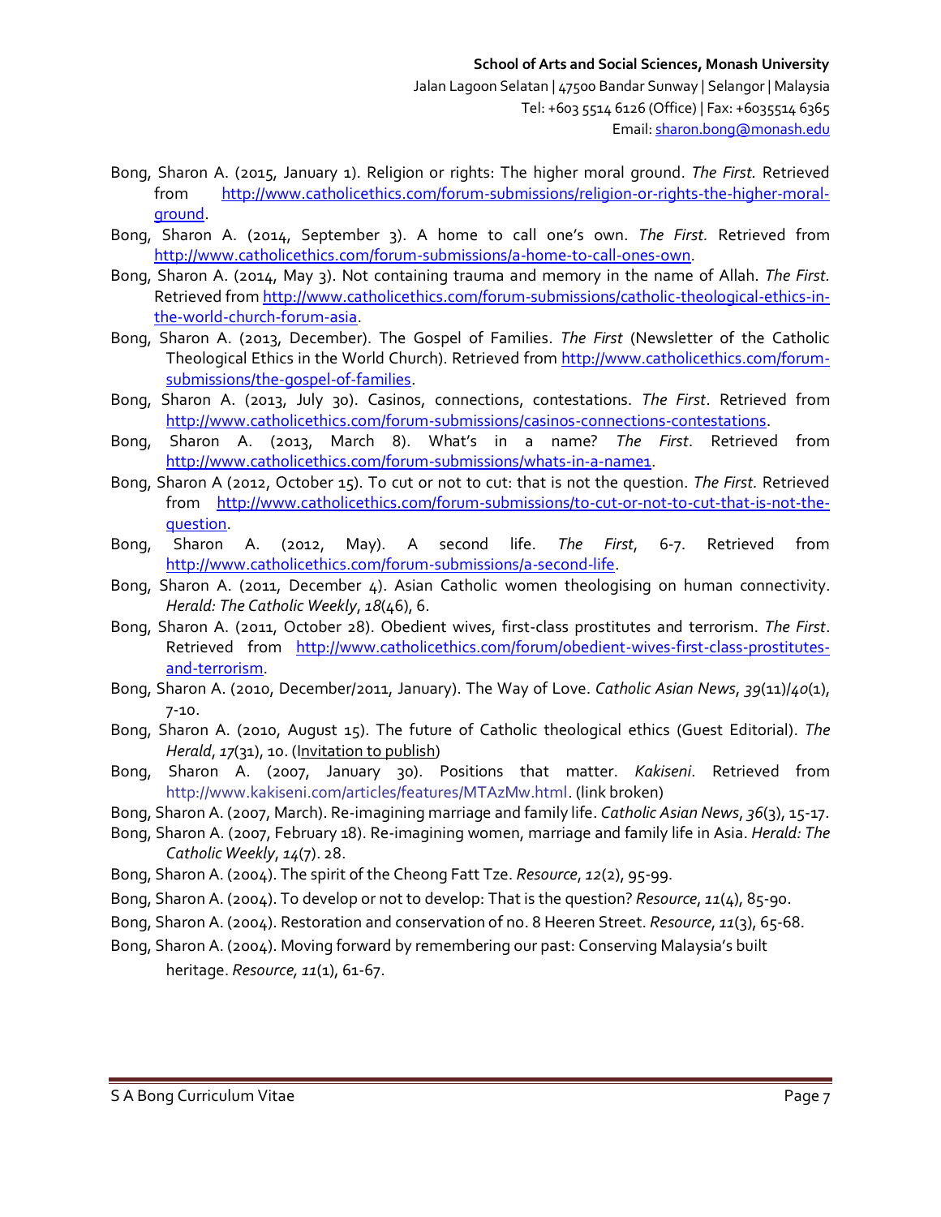Bong, Sharon A. (2015, January 1). Religion or rights: The higher moral ground. *The First.* Retrieved from http://www.catholicethics.com/forum-submissions/religion-or-rights-the-higher-moral-ground.

Bong, Sharon A. (2014, September 3). A home to call one's own. *The First.* Retrieved from http://www.catholicethics.com/forum-submissions/a-home-to-call-ones-own.

Bong, Sharon A. (2014, May 3). Not containing trauma and memory in the name of Allah. *The First.* Retrieved from http://www.catholicethics.com/forum-submissions/catholic-theological-ethics-in-the-world-church-forum-asia.

Bong, Sharon A. (2013, December). The Gospel of Families. *The First* (Newsletter of the Catholic Theological Ethics in the World Church). Retrieved from http://www.catholicethics.com/forum-submissions/the-gospel-of-families.

Bong, Sharon A. (2013, July 30). Casinos, connections, contestations. *The First*. Retrieved from http://www.catholicethics.com/forum-submissions/casinos-connections-contestations.

Bong, Sharon A. (2013, March 8). What's in a name? *The First*. Retrieved from http://www.catholicethics.com/forum-submissions/whats-in-a-name1.

Bong, Sharon A (2012, October 15). To cut or not to cut: that is not the question. *The First.* Retrieved from http://www.catholicethics.com/forum-submissions/to-cut-or-not-to-cut-that-is-not-the-question.

Bong, Sharon A. (2012, May). A second life. *The First*, 6-7. Retrieved from http://www.catholicethics.com/forum-submissions/a-second-life.

Bong, Sharon A. (2011, December 4). Asian Catholic women theologising on human connectivity. *Herald: The Catholic Weekly*, *18*(46), 6.

Bong, Sharon A. (2011, October 28). Obedient wives, first-class prostitutes and terrorism. *The First*. Retrieved from http://www.catholicethics.com/forum/obedient-wives-first-class-prostitutes-and-terrorism.

Bong, Sharon A. (2010, December/2011, January). The Way of Love. *Catholic Asian News*, *39*(11)/*40*(1), 7-10.

Bong, Sharon A. (2010, August 15). The future of Catholic theological ethics (Guest Editorial). *The Herald*, *17*(31), 10. (Invitation to publish)

Bong, Sharon A. (2007, January 30). Positions that matter. *Kakiseni*. Retrieved from http://www.kakiseni.com/articles/features/MTAzMw.html. (link broken)

Bong, Sharon A. (2007, March). Re-imagining marriage and family life. *Catholic Asian News*, *36*(3), 15-17.

Bong, Sharon A. (2007, February 18). Re-imagining women, marriage and family life in Asia. *Herald: The Catholic Weekly*, *14*(7). 28.

Bong, Sharon A. (2004). The spirit of the Cheong Fatt Tze. *Resource*, *12*(2), 95-99.

Bong, Sharon A. (2004). To develop or not to develop: That is the question? *Resource*, *11*(4), 85-90.

Bong, Sharon A. (2004). Restoration and conservation of no. 8 Heeren Street. *Resource*, *11*(3), 65-68.

Bong, Sharon A. (2004). Moving forward by remembering our past: Conserving Malaysia's built heritage. *Resource, 11*(1), 61-67.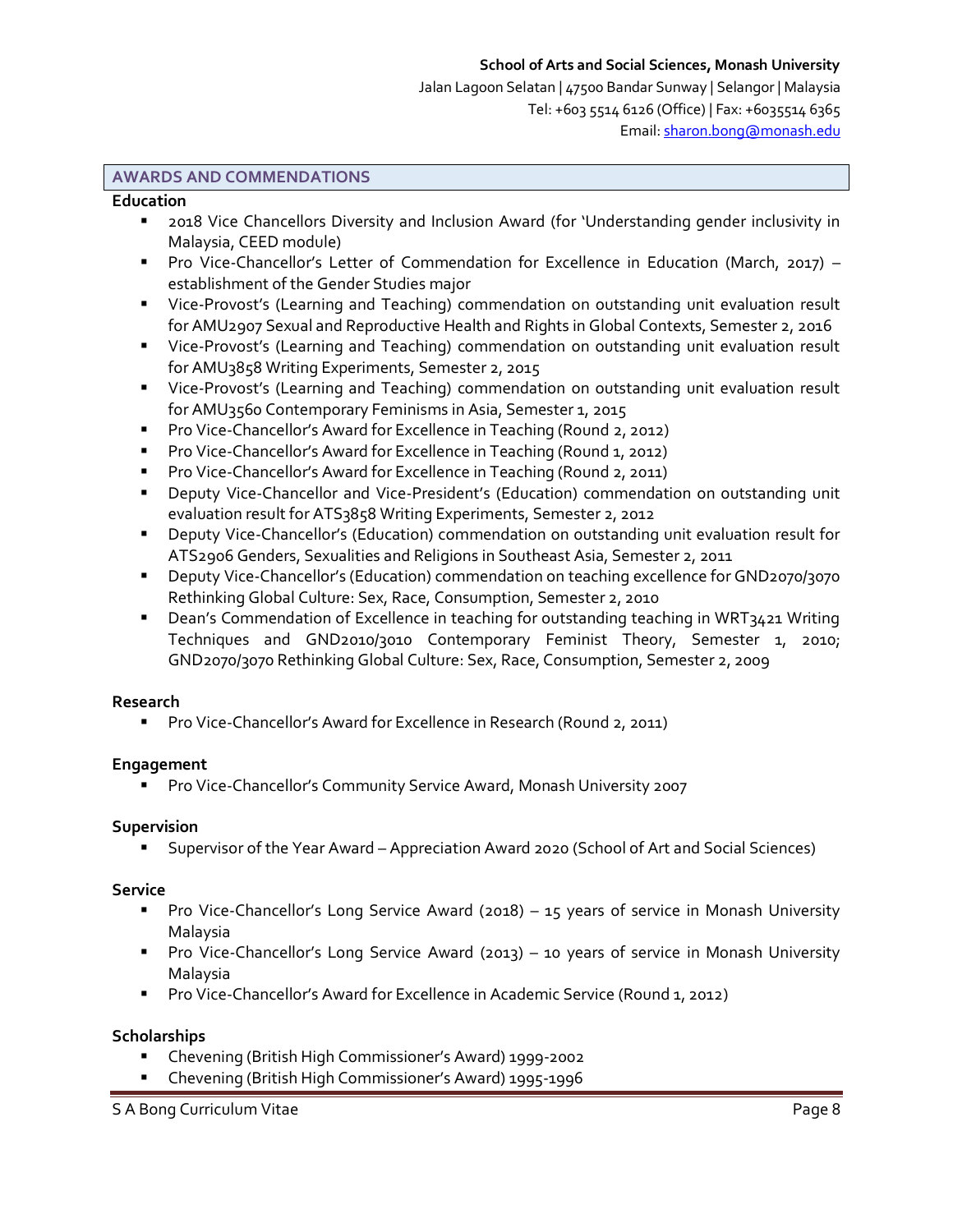## AWARDS AND COMMENDATIONS

### Education

- 2018 Vice Chancellors Diversity and Inclusion Award (for 'Understanding gender inclusivity in Malaysia, CEED module)
- Pro Vice-Chancellor's Letter of Commendation for Excellence in Education (March, 2017) – establishment of the Gender Studies major
- Vice-Provost's (Learning and Teaching) commendation on outstanding unit evaluation result for AMU2907 Sexual and Reproductive Health and Rights in Global Contexts, Semester 2, 2016
- Vice-Provost's (Learning and Teaching) commendation on outstanding unit evaluation result for AMU3858 Writing Experiments, Semester 2, 2015
- Vice-Provost's (Learning and Teaching) commendation on outstanding unit evaluation result for AMU3560 Contemporary Feminisms in Asia, Semester 1, 2015
- Pro Vice-Chancellor's Award for Excellence in Teaching (Round 2, 2012)
- Pro Vice-Chancellor's Award for Excellence in Teaching (Round 1, 2012)
- Pro Vice-Chancellor's Award for Excellence in Teaching (Round 2, 2011)
- Deputy Vice-Chancellor and Vice-President's (Education) commendation on outstanding unit evaluation result for ATS3858 Writing Experiments, Semester 2, 2012
- Deputy Vice-Chancellor's (Education) commendation on outstanding unit evaluation result for ATS2906 Genders, Sexualities and Religions in Southeast Asia, Semester 2, 2011
- Deputy Vice-Chancellor's (Education) commendation on teaching excellence for GND2070/3070 Rethinking Global Culture: Sex, Race, Consumption, Semester 2, 2010
- Dean's Commendation of Excellence in teaching for outstanding teaching in WRT3421 Writing Techniques and GND2010/3010 Contemporary Feminist Theory, Semester 1, 2010; GND2070/3070 Rethinking Global Culture: Sex, Race, Consumption, Semester 2, 2009

### Research

- Pro Vice-Chancellor's Award for Excellence in Research (Round 2, 2011)

### Engagement

- Pro Vice-Chancellor's Community Service Award, Monash University 2007

### Supervision

- Supervisor of the Year Award – Appreciation Award 2020 (School of Art and Social Sciences)

### Service

- Pro Vice-Chancellor's Long Service Award (2018) – 15 years of service in Monash University Malaysia
- Pro Vice-Chancellor's Long Service Award (2013) – 10 years of service in Monash University Malaysia
- Pro Vice-Chancellor's Award for Excellence in Academic Service (Round 1, 2012)

### Scholarships

- Chevening (British High Commissioner's Award) 1999-2002
- Chevening (British High Commissioner's Award) 1995-1996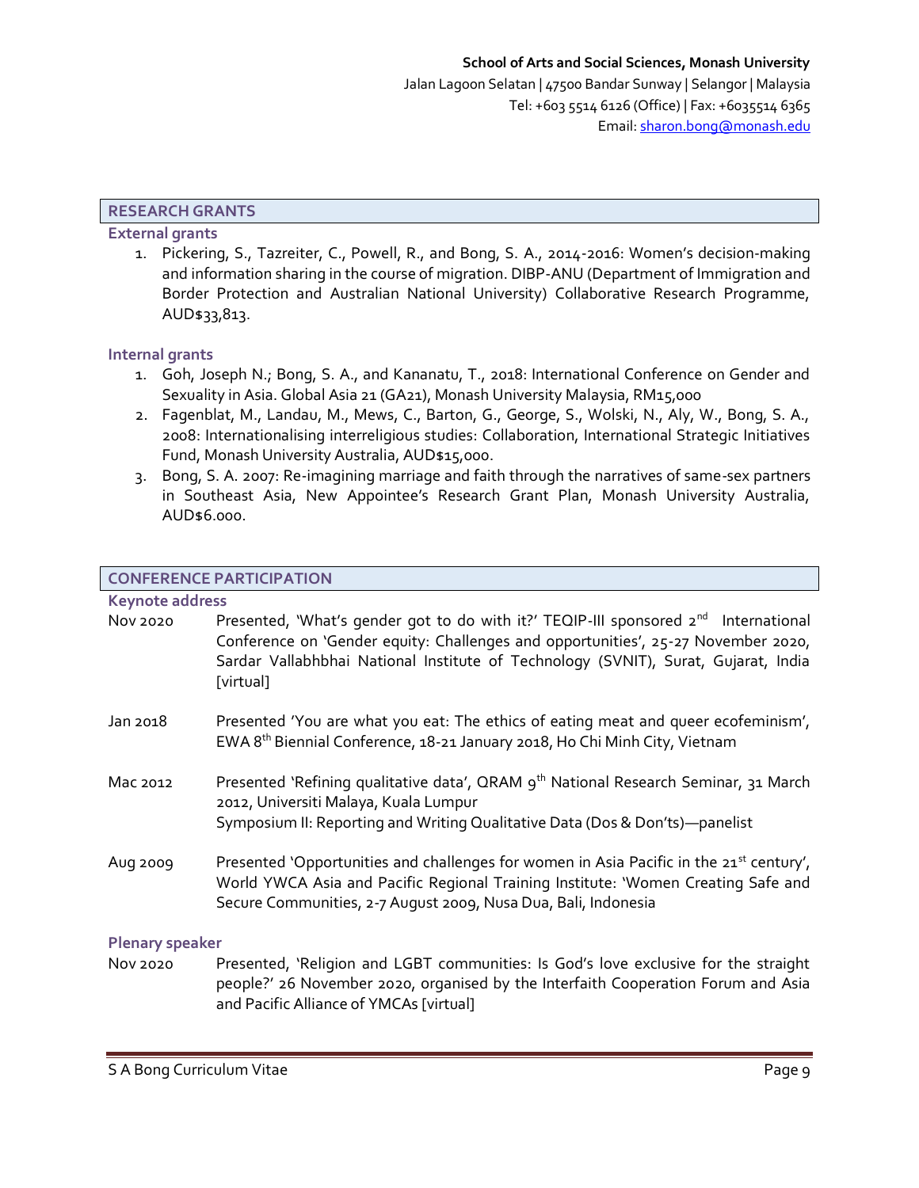**School of Arts and Social Sciences, Monash University**
Jalan Lagoon Selatan | 47500 Bandar Sunway | Selangor | Malaysia
Tel: +603 5514 6126 (Office) | Fax: +6035514 6365
Email: sharon.bong@monash.edu

## RESEARCH GRANTS

### External grants

1. Pickering, S., Tazreiter, C., Powell, R., and Bong, S. A., 2014-2016: Women's decision-making and information sharing in the course of migration. DIBP-ANU (Department of Immigration and Border Protection and Australian National University) Collaborative Research Programme, AUD$33,813.

### Internal grants

1. Goh, Joseph N.; Bong, S. A., and Kananatu, T., 2018: International Conference on Gender and Sexuality in Asia. Global Asia 21 (GA21), Monash University Malaysia, RM15,000
2. Fagenblat, M., Landau, M., Mews, C., Barton, G., George, S., Wolski, N., Aly, W., Bong, S. A., 2008: Internationalising interreligious studies: Collaboration, International Strategic Initiatives Fund, Monash University Australia, AUD$15,000.
3. Bong, S. A. 2007: Re-imagining marriage and faith through the narratives of same-sex partners in Southeast Asia, New Appointee's Research Grant Plan, Monash University Australia, AUD$6.000.

## CONFERENCE PARTICIPATION

### Keynote address

Nov 2020 — Presented, 'What's gender got to do with it?' TEQIP-III sponsored 2nd International Conference on 'Gender equity: Challenges and opportunities', 25-27 November 2020, Sardar Vallabhbhai National Institute of Technology (SVNIT), Surat, Gujarat, India [virtual]

Jan 2018 — Presented 'You are what you eat: The ethics of eating meat and queer ecofeminism', EWA 8th Biennial Conference, 18-21 January 2018, Ho Chi Minh City, Vietnam

Mac 2012 — Presented 'Refining qualitative data', QRAM 9th National Research Seminar, 31 March 2012, Universiti Malaya, Kuala Lumpur
Symposium II: Reporting and Writing Qualitative Data (Dos & Don'ts)—panelist

Aug 2009 — Presented 'Opportunities and challenges for women in Asia Pacific in the 21st century', World YWCA Asia and Pacific Regional Training Institute: 'Women Creating Safe and Secure Communities, 2-7 August 2009, Nusa Dua, Bali, Indonesia

### Plenary speaker

Nov 2020 — Presented, 'Religion and LGBT communities: Is God's love exclusive for the straight people?' 26 November 2020, organised by the Interfaith Cooperation Forum and Asia and Pacific Alliance of YMCAs [virtual]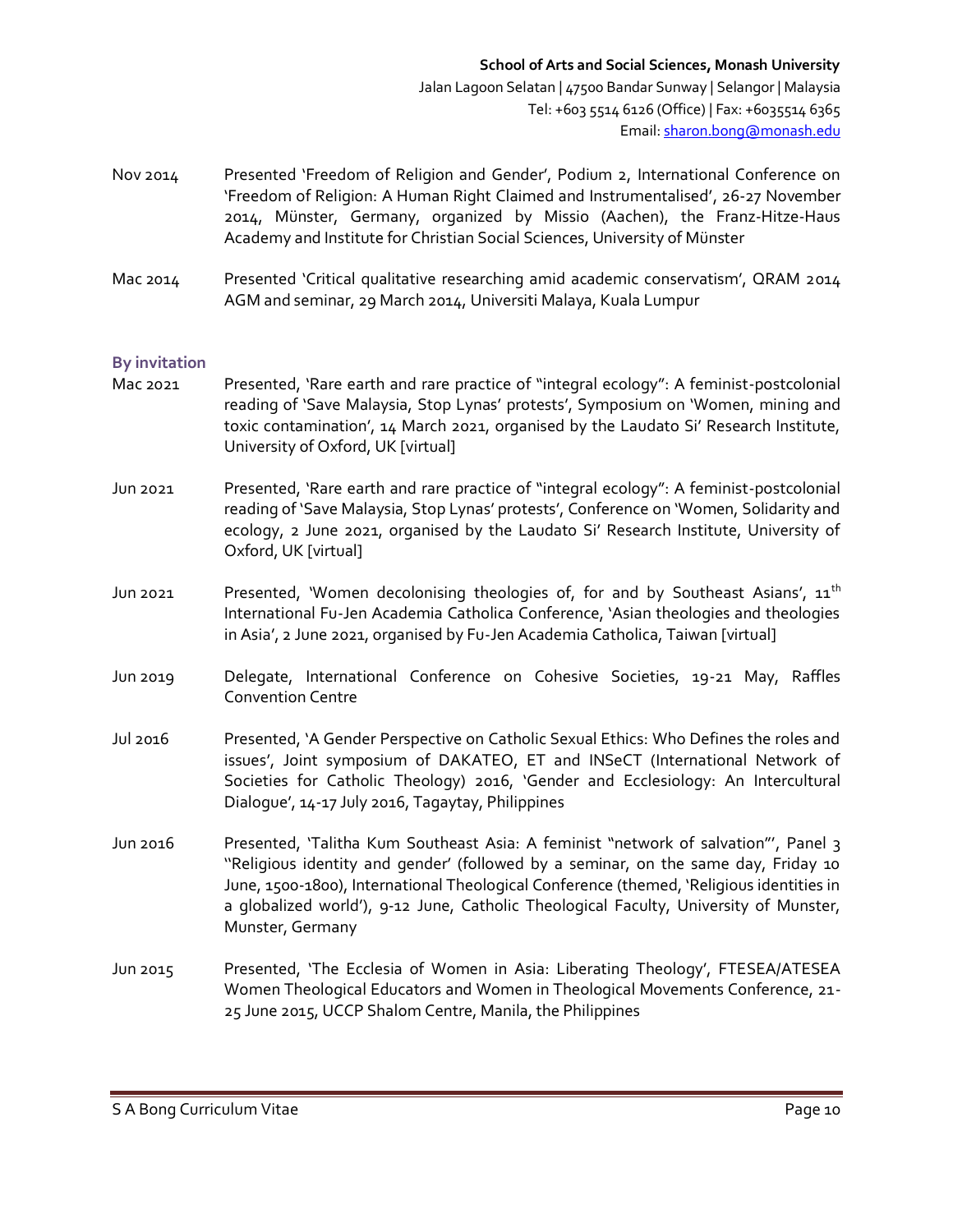Nov 2014 Presented 'Freedom of Religion and Gender', Podium 2, International Conference on 'Freedom of Religion: A Human Right Claimed and Instrumentalised', 26-27 November 2014, Münster, Germany, organized by Missio (Aachen), the Franz-Hitze-Haus Academy and Institute for Christian Social Sciences, University of Münster

Mac 2014 Presented 'Critical qualitative researching amid academic conservatism', QRAM 2014 AGM and seminar, 29 March 2014, Universiti Malaya, Kuala Lumpur

### By invitation

Mac 2021 Presented, 'Rare earth and rare practice of "integral ecology": A feminist-postcolonial reading of 'Save Malaysia, Stop Lynas' protests', Symposium on 'Women, mining and toxic contamination', 14 March 2021, organised by the Laudato Si' Research Institute, University of Oxford, UK [virtual]

Jun 2021 Presented, 'Rare earth and rare practice of "integral ecology": A feminist-postcolonial reading of 'Save Malaysia, Stop Lynas' protests', Conference on 'Women, Solidarity and ecology, 2 June 2021, organised by the Laudato Si' Research Institute, University of Oxford, UK [virtual]

Jun 2021 Presented, 'Women decolonising theologies of, for and by Southeast Asians', 11th International Fu-Jen Academia Catholica Conference, 'Asian theologies and theologies in Asia', 2 June 2021, organised by Fu-Jen Academia Catholica, Taiwan [virtual]

Jun 2019 Delegate, International Conference on Cohesive Societies, 19-21 May, Raffles Convention Centre

Jul 2016 Presented, 'A Gender Perspective on Catholic Sexual Ethics: Who Defines the roles and issues', Joint symposium of DAKATEO, ET and INSeCT (International Network of Societies for Catholic Theology) 2016, 'Gender and Ecclesiology: An Intercultural Dialogue', 14-17 July 2016, Tagaytay, Philippines

Jun 2016 Presented, 'Talitha Kum Southeast Asia: A feminist "network of salvation"', Panel 3 "Religious identity and gender' (followed by a seminar, on the same day, Friday 10 June, 1500-1800), International Theological Conference (themed, 'Religious identities in a globalized world'), 9-12 June, Catholic Theological Faculty, University of Munster, Munster, Germany

Jun 2015 Presented, 'The Ecclesia of Women in Asia: Liberating Theology', FTESEA/ATESEA Women Theological Educators and Women in Theological Movements Conference, 21-25 June 2015, UCCP Shalom Centre, Manila, the Philippines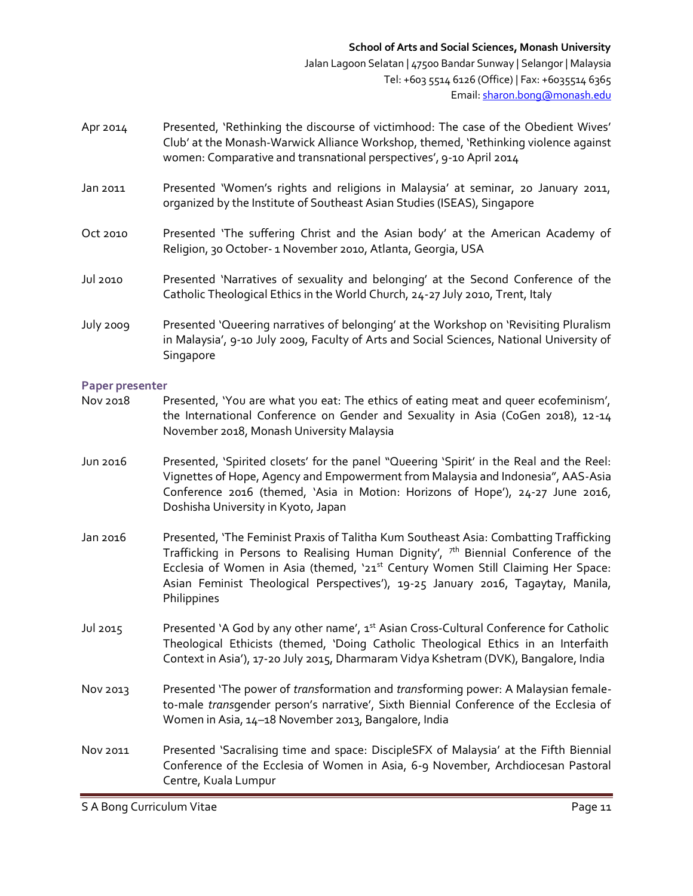Apr 2014 Presented, 'Rethinking the discourse of victimhood: The case of the Obedient Wives' Club' at the Monash-Warwick Alliance Workshop, themed, 'Rethinking violence against women: Comparative and transnational perspectives', 9-10 April 2014

Jan 2011 Presented 'Women's rights and religions in Malaysia' at seminar, 20 January 2011, organized by the Institute of Southeast Asian Studies (ISEAS), Singapore

Oct 2010 Presented 'The suffering Christ and the Asian body' at the American Academy of Religion, 30 October- 1 November 2010, Atlanta, Georgia, USA

Jul 2010 Presented 'Narratives of sexuality and belonging' at the Second Conference of the Catholic Theological Ethics in the World Church, 24-27 July 2010, Trent, Italy

July 2009 Presented 'Queering narratives of belonging' at the Workshop on 'Revisiting Pluralism in Malaysia', 9-10 July 2009, Faculty of Arts and Social Sciences, National University of Singapore

### Paper presenter

Nov 2018 Presented, 'You are what you eat: The ethics of eating meat and queer ecofeminism', the International Conference on Gender and Sexuality in Asia (CoGen 2018), 12-14 November 2018, Monash University Malaysia

Jun 2016 Presented, 'Spirited closets' for the panel "Queering 'Spirit' in the Real and the Reel: Vignettes of Hope, Agency and Empowerment from Malaysia and Indonesia", AAS-Asia Conference 2016 (themed, 'Asia in Motion: Horizons of Hope'), 24-27 June 2016, Doshisha University in Kyoto, Japan

Jan 2016 Presented, 'The Feminist Praxis of Talitha Kum Southeast Asia: Combatting Trafficking Trafficking in Persons to Realising Human Dignity', 7th Biennial Conference of the Ecclesia of Women in Asia (themed, '21st Century Women Still Claiming Her Space: Asian Feminist Theological Perspectives'), 19-25 January 2016, Tagaytay, Manila, Philippines

Jul 2015 Presented 'A God by any other name', 1st Asian Cross-Cultural Conference for Catholic Theological Ethicists (themed, 'Doing Catholic Theological Ethics in an Interfaith Context in Asia'), 17-20 July 2015, Dharmaram Vidya Kshetram (DVK), Bangalore, India

Nov 2013 Presented 'The power of *trans*formation and *trans*forming power: A Malaysian female-to-male *trans*gender person's narrative', Sixth Biennial Conference of the Ecclesia of Women in Asia, 14–18 November 2013, Bangalore, India

Nov 2011 Presented 'Sacralising time and space: DiscipleSFX of Malaysia' at the Fifth Biennial Conference of the Ecclesia of Women in Asia, 6-9 November, Archdiocesan Pastoral Centre, Kuala Lumpur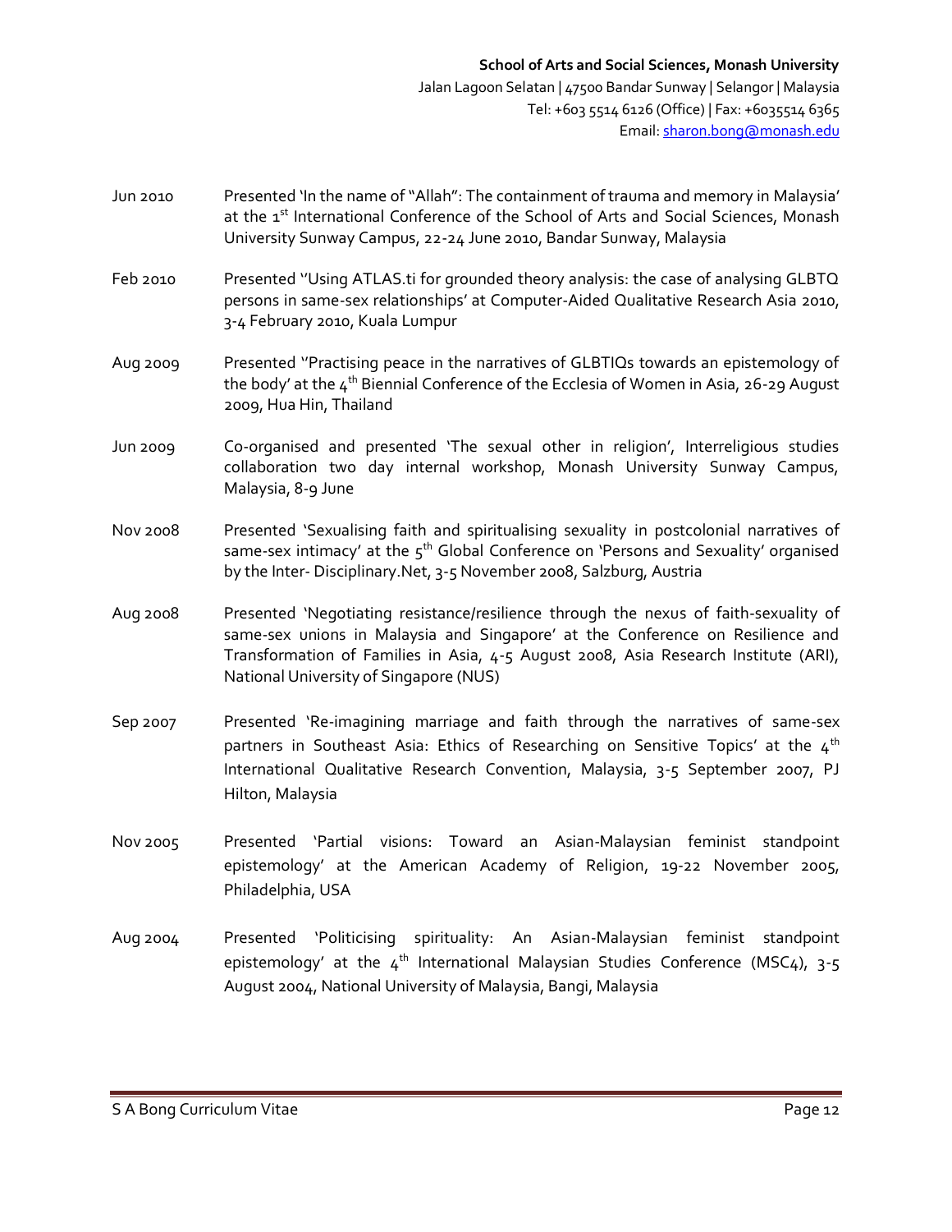**School of Arts and Social Sciences, Monash University**

Jalan Lagoon Selatan | 47500 Bandar Sunway | Selangor | Malaysia

Tel: +603 5514 6126 (Office) | Fax: +6035514 6365

Email: sharon.bong@monash.edu

Jun 2010 Presented 'In the name of "Allah": The containment of trauma and memory in Malaysia' at the 1st International Conference of the School of Arts and Social Sciences, Monash University Sunway Campus, 22-24 June 2010, Bandar Sunway, Malaysia

Feb 2010 Presented ''Using ATLAS.ti for grounded theory analysis: the case of analysing GLBTQ persons in same-sex relationships' at Computer-Aided Qualitative Research Asia 2010, 3-4 February 2010, Kuala Lumpur

Aug 2009 Presented ''Practising peace in the narratives of GLBTIQs towards an epistemology of the body' at the 4th Biennial Conference of the Ecclesia of Women in Asia, 26-29 August 2009, Hua Hin, Thailand

Jun 2009 Co-organised and presented 'The sexual other in religion', Interreligious studies collaboration two day internal workshop, Monash University Sunway Campus, Malaysia, 8-9 June

Nov 2008 Presented 'Sexualising faith and spiritualising sexuality in postcolonial narratives of same-sex intimacy' at the 5th Global Conference on 'Persons and Sexuality' organised by the Inter- Disciplinary.Net, 3-5 November 2008, Salzburg, Austria

Aug 2008 Presented 'Negotiating resistance/resilience through the nexus of faith-sexuality of same-sex unions in Malaysia and Singapore' at the Conference on Resilience and Transformation of Families in Asia, 4-5 August 2008, Asia Research Institute (ARI), National University of Singapore (NUS)

Sep 2007 Presented 'Re-imagining marriage and faith through the narratives of same-sex partners in Southeast Asia: Ethics of Researching on Sensitive Topics' at the 4th International Qualitative Research Convention, Malaysia, 3-5 September 2007, PJ Hilton, Malaysia

Nov 2005 Presented 'Partial visions: Toward an Asian-Malaysian feminist standpoint epistemology' at the American Academy of Religion, 19-22 November 2005, Philadelphia, USA

Aug 2004 Presented 'Politicising spirituality: An Asian-Malaysian feminist standpoint epistemology' at the 4th International Malaysian Studies Conference (MSC4), 3-5 August 2004, National University of Malaysia, Bangi, Malaysia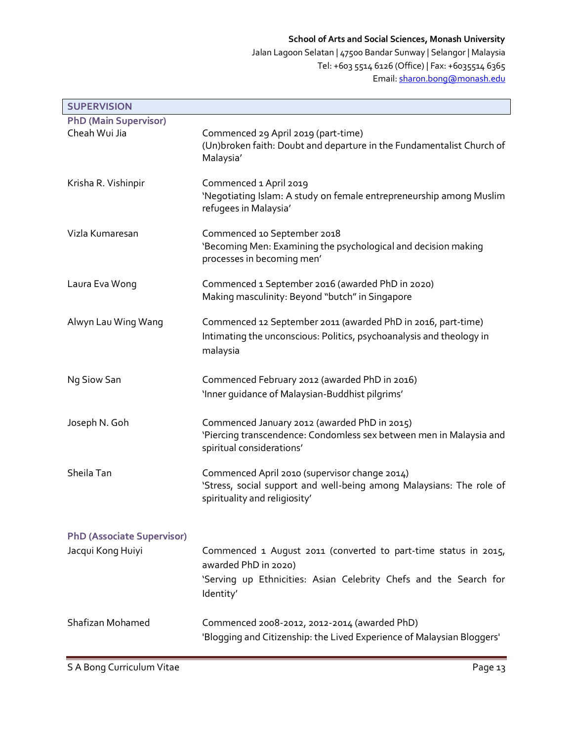## SUPERVISION

### PhD (Main Supervisor)

**Cheah Wui Jia**
Commenced 29 April 2019 (part-time)
(Un)broken faith: Doubt and departure in the Fundamentalist Church of Malaysia'

**Krisha R. Vishinpir**
Commenced 1 April 2019
'Negotiating Islam: A study on female entrepreneurship among Muslim refugees in Malaysia'

**Vizla Kumaresan**
Commenced 10 September 2018
'Becoming Men: Examining the psychological and decision making processes in becoming men'

**Laura Eva Wong**
Commenced 1 September 2016 (awarded PhD in 2020)
Making masculinity: Beyond "butch" in Singapore

**Alwyn Lau Wing Wang**
Commenced 12 September 2011 (awarded PhD in 2016, part-time)
Intimating the unconscious: Politics, psychoanalysis and theology in malaysia

**Ng Siow San**
Commenced February 2012 (awarded PhD in 2016)
'Inner guidance of Malaysian-Buddhist pilgrims'

**Joseph N. Goh**
Commenced January 2012 (awarded PhD in 2015)
'Piercing transcendence: Condomless sex between men in Malaysia and spiritual considerations'

**Sheila Tan**
Commenced April 2010 (supervisor change 2014)
'Stress, social support and well-being among Malaysians: The role of spirituality and religiosity'

### PhD (Associate Supervisor)

**Jacqui Kong Huiyi**
Commenced 1 August 2011 (converted to part-time status in 2015, awarded PhD in 2020)
'Serving up Ethnicities: Asian Celebrity Chefs and the Search for Identity'

**Shafizan Mohamed**
Commenced 2008-2012, 2012-2014 (awarded PhD)
'Blogging and Citizenship: the Lived Experience of Malaysian Bloggers'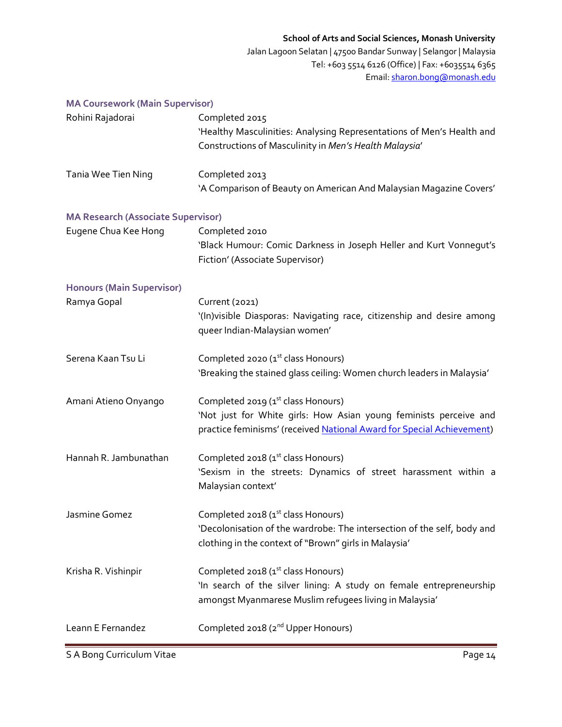**School of Arts and Social Sciences, Monash University**
Jalan Lagoon Selatan | 47500 Bandar Sunway | Selangor | Malaysia
Tel: +603 5514 6126 (Office) | Fax: +6035514 6365
Email: sharon.bong@monash.edu

### MA Coursework (Main Supervisor)

Rohini Rajadorai — Completed 2015
'Healthy Masculinities: Analysing Representations of Men's Health and Constructions of Masculinity in *Men's Health Malaysia*'

Tania Wee Tien Ning — Completed 2013
'A Comparison of Beauty on American And Malaysian Magazine Covers'

### MA Research (Associate Supervisor)

Eugene Chua Kee Hong — Completed 2010
'Black Humour: Comic Darkness in Joseph Heller and Kurt Vonnegut's Fiction' (Associate Supervisor)

### Honours (Main Supervisor)

Ramya Gopal — Current (2021)
'(In)visible Diasporas: Navigating race, citizenship and desire among queer Indian-Malaysian women'

Serena Kaan Tsu Li — Completed 2020 (1st class Honours)
'Breaking the stained glass ceiling: Women church leaders in Malaysia'

Amani Atieno Onyango — Completed 2019 (1st class Honours)
'Not just for White girls: How Asian young feminists perceive and practice feminisms' (received National Award for Special Achievement)

Hannah R. Jambunathan — Completed 2018 (1st class Honours)
'Sexism in the streets: Dynamics of street harassment within a Malaysian context'

Jasmine Gomez — Completed 2018 (1st class Honours)
'Decolonisation of the wardrobe: The intersection of the self, body and clothing in the context of "Brown" girls in Malaysia'

Krisha R. Vishinpir — Completed 2018 (1st class Honours)
'In search of the silver lining: A study on female entrepreneurship amongst Myanmarese Muslim refugees living in Malaysia'

Leann E Fernandez — Completed 2018 (2nd Upper Honours)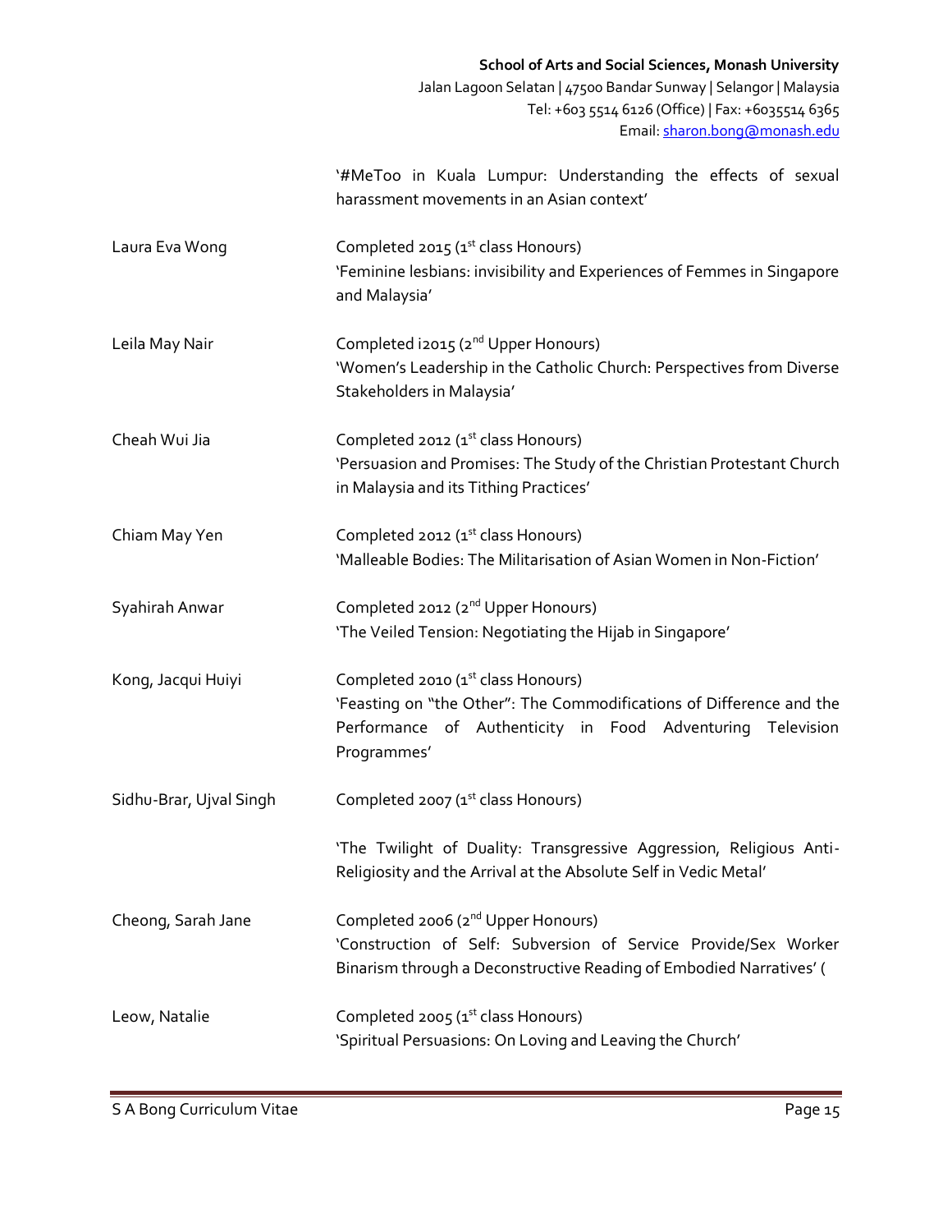'#MeToo in Kuala Lumpur: Understanding the effects of sexual harassment movements in an Asian context'

| | |
|---|---|
| Laura Eva Wong | Completed 2015 (1st class Honours)<br>'Feminine lesbians: invisibility and Experiences of Femmes in Singapore and Malaysia' |
| Leila May Nair | Completed i2015 (2nd Upper Honours)<br>'Women's Leadership in the Catholic Church: Perspectives from Diverse Stakeholders in Malaysia' |
| Cheah Wui Jia | Completed 2012 (1st class Honours)<br>'Persuasion and Promises: The Study of the Christian Protestant Church in Malaysia and its Tithing Practices' |
| Chiam May Yen | Completed 2012 (1st class Honours)<br>'Malleable Bodies: The Militarisation of Asian Women in Non-Fiction' |
| Syahirah Anwar | Completed 2012 (2nd Upper Honours)<br>'The Veiled Tension: Negotiating the Hijab in Singapore' |
| Kong, Jacqui Huiyi | Completed 2010 (1st class Honours)<br>'Feasting on "the Other": The Commodifications of Difference and the Performance of Authenticity in Food Adventuring Television Programmes' |
| Sidhu-Brar, Ujval Singh | Completed 2007 (1st class Honours)<br>'The Twilight of Duality: Transgressive Aggression, Religious Anti-Religiosity and the Arrival at the Absolute Self in Vedic Metal' |
| Cheong, Sarah Jane | Completed 2006 (2nd Upper Honours)<br>'Construction of Self: Subversion of Service Provide/Sex Worker Binarism through a Deconstructive Reading of Embodied Narratives' ( |
| Leow, Natalie | Completed 2005 (1st class Honours)<br>'Spiritual Persuasions: On Loving and Leaving the Church' |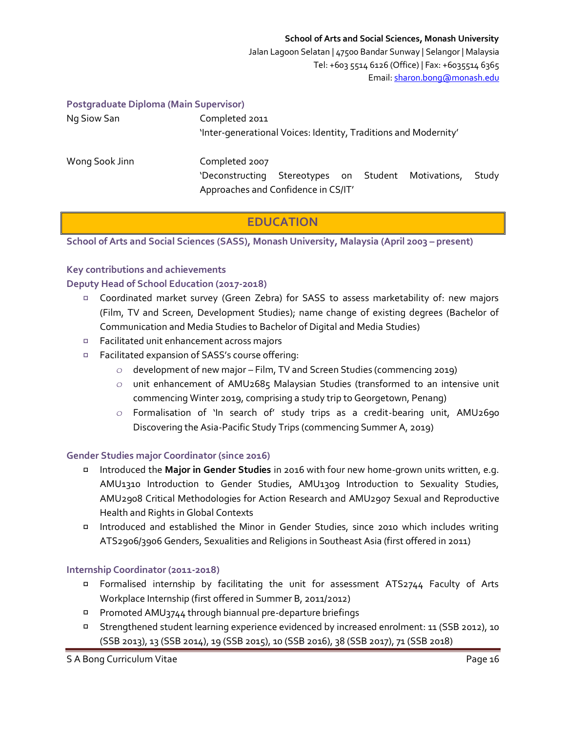**School of Arts and Social Sciences, Monash University**
Jalan Lagoon Selatan | 47500 Bandar Sunway | Selangor | Malaysia
Tel: +603 5514 6126 (Office) | Fax: +6035514 6365
Email: sharon.bong@monash.edu

### Postgraduate Diploma (Main Supervisor)

| | |
|---|---|
| Ng Siow San | Completed 2011<br>'Inter-generational Voices: Identity, Traditions and Modernity' |
| Wong Sook Jinn | Completed 2007<br>'Deconstructing Stereotypes on Student Motivations, Study Approaches and Confidence in CS/IT' |

## EDUCATION

### School of Arts and Social Sciences (SASS), Monash University, Malaysia (April 2003 – present)

#### Key contributions and achievements

#### Deputy Head of School Education (2017-2018)

- Coordinated market survey (Green Zebra) for SASS to assess marketability of: new majors (Film, TV and Screen, Development Studies); name change of existing degrees (Bachelor of Communication and Media Studies to Bachelor of Digital and Media Studies)
- Facilitated unit enhancement across majors
- Facilitated expansion of SASS's course offering:
  - development of new major – Film, TV and Screen Studies (commencing 2019)
  - unit enhancement of AMU2685 Malaysian Studies (transformed to an intensive unit commencing Winter 2019, comprising a study trip to Georgetown, Penang)
  - Formalisation of 'In search of' study trips as a credit-bearing unit, AMU2690 Discovering the Asia-Pacific Study Trips (commencing Summer A, 2019)

#### Gender Studies major Coordinator (since 2016)

- Introduced the **Major in Gender Studies** in 2016 with four new home-grown units written, e.g. AMU1310 Introduction to Gender Studies, AMU1309 Introduction to Sexuality Studies, AMU2908 Critical Methodologies for Action Research and AMU2907 Sexual and Reproductive Health and Rights in Global Contexts
- Introduced and established the Minor in Gender Studies, since 2010 which includes writing ATS2906/3906 Genders, Sexualities and Religions in Southeast Asia (first offered in 2011)

#### Internship Coordinator (2011-2018)

- Formalised internship by facilitating the unit for assessment ATS2744 Faculty of Arts Workplace Internship (first offered in Summer B, 2011/2012)
- Promoted AMU3744 through biannual pre-departure briefings
- Strengthened student learning experience evidenced by increased enrolment: 11 (SSB 2012), 10 (SSB 2013), 13 (SSB 2014), 19 (SSB 2015), 10 (SSB 2016), 38 (SSB 2017), 71 (SSB 2018)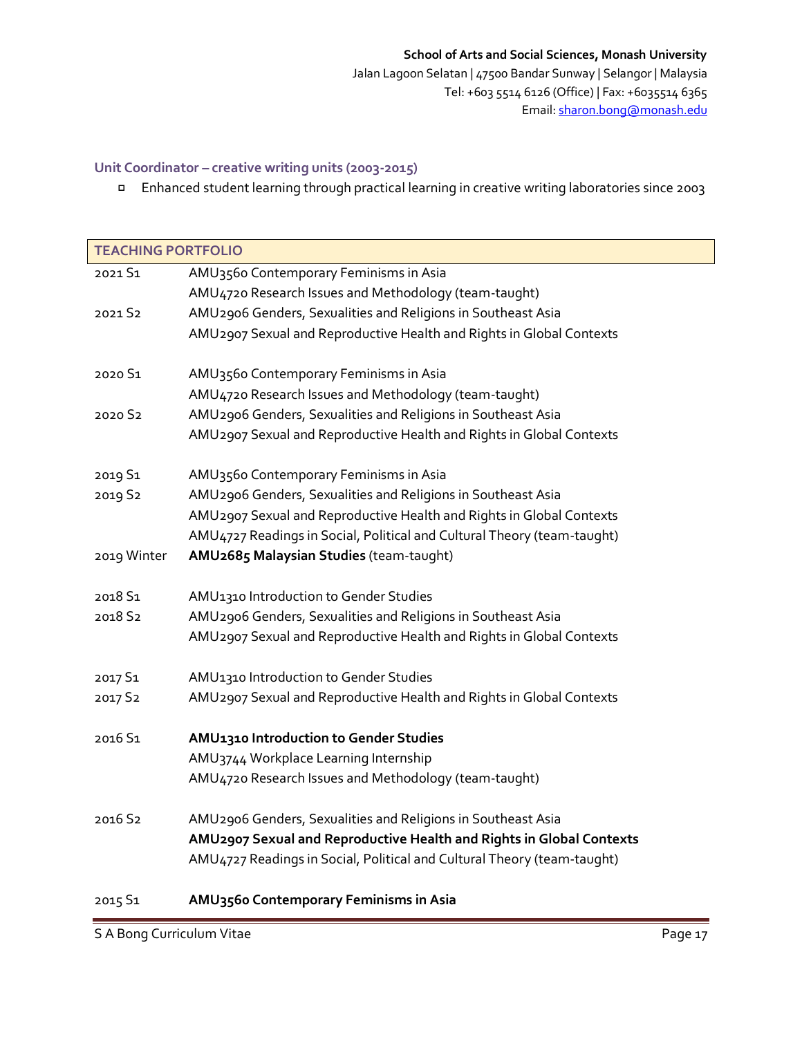### Unit Coordinator – creative writing units (2003-2015)

- Enhanced student learning through practical learning in creative writing laboratories since 2003

| **TEACHING PORTFOLIO** | |
|---|---|
| 2021 S1 | AMU3560 Contemporary Feminisms in Asia |
| | AMU4720 Research Issues and Methodology (team-taught) |
| 2021 S2 | AMU2906 Genders, Sexualities and Religions in Southeast Asia |
| | AMU2907 Sexual and Reproductive Health and Rights in Global Contexts |
| | |
| 2020 S1 | AMU3560 Contemporary Feminisms in Asia |
| | AMU4720 Research Issues and Methodology (team-taught) |
| 2020 S2 | AMU2906 Genders, Sexualities and Religions in Southeast Asia |
| | AMU2907 Sexual and Reproductive Health and Rights in Global Contexts |
| | |
| 2019 S1 | AMU3560 Contemporary Feminisms in Asia |
| 2019 S2 | AMU2906 Genders, Sexualities and Religions in Southeast Asia |
| | AMU2907 Sexual and Reproductive Health and Rights in Global Contexts |
| | AMU4727 Readings in Social, Political and Cultural Theory (team-taught) |
| 2019 Winter | **AMU2685 Malaysian Studies** (team-taught) |
| | |
| 2018 S1 | AMU1310 Introduction to Gender Studies |
| 2018 S2 | AMU2906 Genders, Sexualities and Religions in Southeast Asia |
| | AMU2907 Sexual and Reproductive Health and Rights in Global Contexts |
| | |
| 2017 S1 | AMU1310 Introduction to Gender Studies |
| 2017 S2 | AMU2907 Sexual and Reproductive Health and Rights in Global Contexts |
| | |
| 2016 S1 | **AMU1310 Introduction to Gender Studies** |
| | AMU3744 Workplace Learning Internship |
| | AMU4720 Research Issues and Methodology (team-taught) |
| | |
| 2016 S2 | AMU2906 Genders, Sexualities and Religions in Southeast Asia |
| | **AMU2907 Sexual and Reproductive Health and Rights in Global Contexts** |
| | AMU4727 Readings in Social, Political and Cultural Theory (team-taught) |
| | |
| 2015 S1 | **AMU3560 Contemporary Feminisms in Asia** |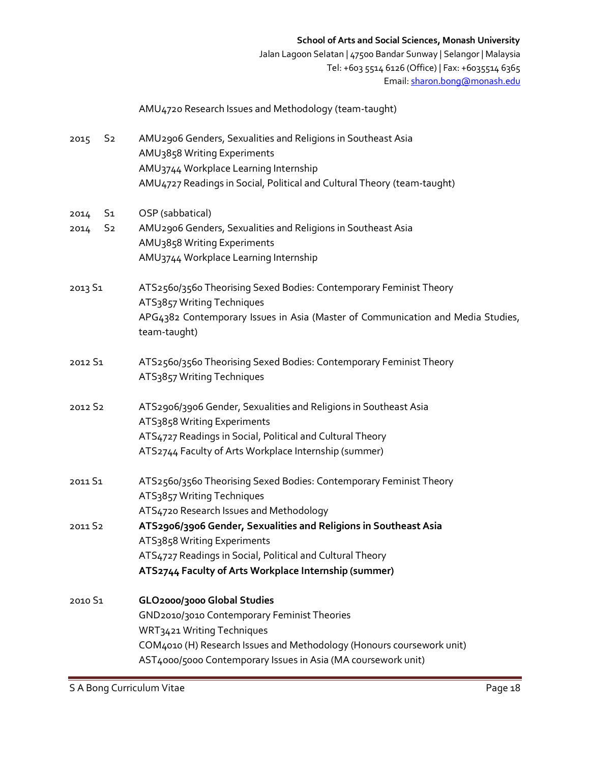AMU4720 Research Issues and Methodology (team-taught)

| | |
|---|---|
| 2015 S2 | AMU2906 Genders, Sexualities and Religions in Southeast Asia<br>AMU3858 Writing Experiments<br>AMU3744 Workplace Learning Internship<br>AMU4727 Readings in Social, Political and Cultural Theory (team-taught) |
| 2014 S1 | OSP (sabbatical) |
| 2014 S2 | AMU2906 Genders, Sexualities and Religions in Southeast Asia<br>AMU3858 Writing Experiments<br>AMU3744 Workplace Learning Internship |
| 2013 S1 | ATS2560/3560 Theorising Sexed Bodies: Contemporary Feminist Theory<br>ATS3857 Writing Techniques<br>APG4382 Contemporary Issues in Asia (Master of Communication and Media Studies, team-taught) |
| 2012 S1 | ATS2560/3560 Theorising Sexed Bodies: Contemporary Feminist Theory<br>ATS3857 Writing Techniques |
| 2012 S2 | ATS2906/3906 Gender, Sexualities and Religions in Southeast Asia<br>ATS3858 Writing Experiments<br>ATS4727 Readings in Social, Political and Cultural Theory<br>ATS2744 Faculty of Arts Workplace Internship (summer) |
| 2011 S1 | ATS2560/3560 Theorising Sexed Bodies: Contemporary Feminist Theory<br>ATS3857 Writing Techniques<br>ATS4720 Research Issues and Methodology |
| 2011 S2 | **ATS2906/3906 Gender, Sexualities and Religions in Southeast Asia**<br>ATS3858 Writing Experiments<br>ATS4727 Readings in Social, Political and Cultural Theory<br>**ATS2744 Faculty of Arts Workplace Internship (summer)** |
| 2010 S1 | **GLO2000/3000 Global Studies**<br>GND2010/3010 Contemporary Feminist Theories<br>WRT3421 Writing Techniques<br>COM4010 (H) Research Issues and Methodology (Honours coursework unit)<br>AST4000/5000 Contemporary Issues in Asia (MA coursework unit) |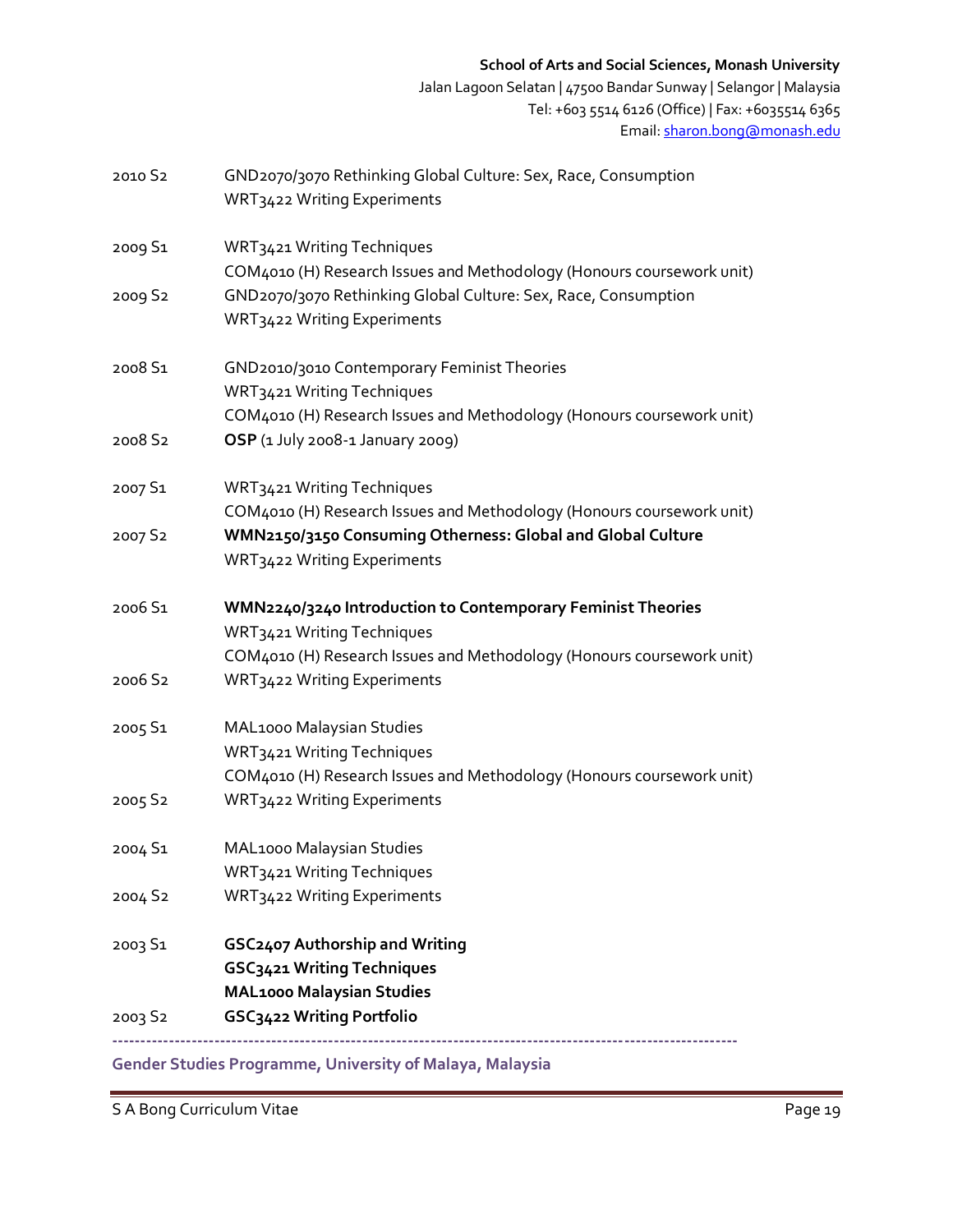| | |
|---|---|
| 2010 S2 | GND2070/3070 Rethinking Global Culture: Sex, Race, Consumption<br>WRT3422 Writing Experiments |
| 2009 S1 | WRT3421 Writing Techniques<br>COM4010 (H) Research Issues and Methodology (Honours coursework unit) |
| 2009 S2 | GND2070/3070 Rethinking Global Culture: Sex, Race, Consumption<br>WRT3422 Writing Experiments |
| 2008 S1 | GND2010/3010 Contemporary Feminist Theories<br>WRT3421 Writing Techniques<br>COM4010 (H) Research Issues and Methodology (Honours coursework unit) |
| 2008 S2 | **OSP** (1 July 2008-1 January 2009) |
| 2007 S1 | WRT3421 Writing Techniques<br>COM4010 (H) Research Issues and Methodology (Honours coursework unit) |
| 2007 S2 | **WMN2150/3150 Consuming Otherness: Global and Global Culture**<br>WRT3422 Writing Experiments |
| 2006 S1 | **WMN2240/3240 Introduction to Contemporary Feminist Theories**<br>WRT3421 Writing Techniques<br>COM4010 (H) Research Issues and Methodology (Honours coursework unit) |
| 2006 S2 | WRT3422 Writing Experiments |
| 2005 S1 | MAL1000 Malaysian Studies<br>WRT3421 Writing Techniques<br>COM4010 (H) Research Issues and Methodology (Honours coursework unit) |
| 2005 S2 | WRT3422 Writing Experiments |
| 2004 S1 | MAL1000 Malaysian Studies<br>WRT3421 Writing Techniques |
| 2004 S2 | WRT3422 Writing Experiments |
| 2003 S1 | **GSC2407 Authorship and Writing**<br>**GSC3421 Writing Techniques**<br>**MAL1000 Malaysian Studies** |
| 2003 S2 | **GSC3422 Writing Portfolio** |

---

**Gender Studies Programme, University of Malaya, Malaysia**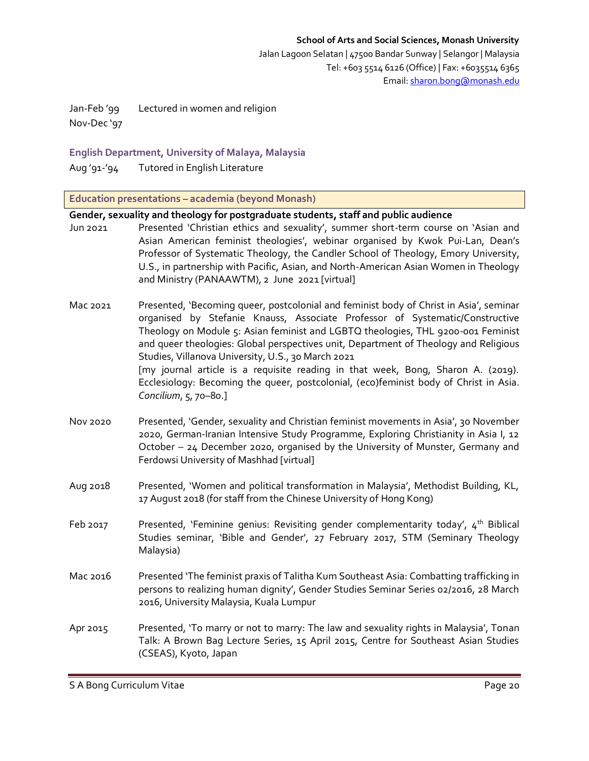Jan-Feb '99 Nov-Dec '97 Lectured in women and religion

**English Department, University of Malaya, Malaysia**

Aug '91-'94 Tutored in English Literature

## Education presentations – academia (beyond Monash)

**Gender, sexuality and theology for postgraduate students, staff and public audience**

Jun 2021 Presented 'Christian ethics and sexuality', summer short-term course on 'Asian and Asian American feminist theologies', webinar organised by Kwok Pui-Lan, Dean's Professor of Systematic Theology, the Candler School of Theology, Emory University, U.S., in partnership with Pacific, Asian, and North-American Asian Women in Theology and Ministry (PANAAWTM), 2 June 2021 [virtual]

Mac 2021 Presented, 'Becoming queer, postcolonial and feminist body of Christ in Asia', seminar organised by Stefanie Knauss, Associate Professor of Systematic/Constructive Theology on Module 5: Asian feminist and LGBTQ theologies, THL 9200-001 Feminist and queer theologies: Global perspectives unit, Department of Theology and Religious Studies, Villanova University, U.S., 30 March 2021
[my journal article is a requisite reading in that week, Bong, Sharon A. (2019). Ecclesiology: Becoming the queer, postcolonial, (eco)feminist body of Christ in Asia. *Concilium*, 5, 70–80.]

Nov 2020 Presented, 'Gender, sexuality and Christian feminist movements in Asia', 30 November 2020, German-Iranian Intensive Study Programme, Exploring Christianity in Asia I, 12 October – 24 December 2020, organised by the University of Munster, Germany and Ferdowsi University of Mashhad [virtual]

Aug 2018 Presented, 'Women and political transformation in Malaysia', Methodist Building, KL, 17 August 2018 (for staff from the Chinese University of Hong Kong)

Feb 2017 Presented, 'Feminine genius: Revisiting gender complementarity today', 4th Biblical Studies seminar, 'Bible and Gender', 27 February 2017, STM (Seminary Theology Malaysia)

Mac 2016 Presented 'The feminist praxis of Talitha Kum Southeast Asia: Combatting trafficking in persons to realizing human dignity', Gender Studies Seminar Series 02/2016, 28 March 2016, University Malaysia, Kuala Lumpur

Apr 2015 Presented, 'To marry or not to marry: The law and sexuality rights in Malaysia', Tonan Talk: A Brown Bag Lecture Series, 15 April 2015, Centre for Southeast Asian Studies (CSEAS), Kyoto, Japan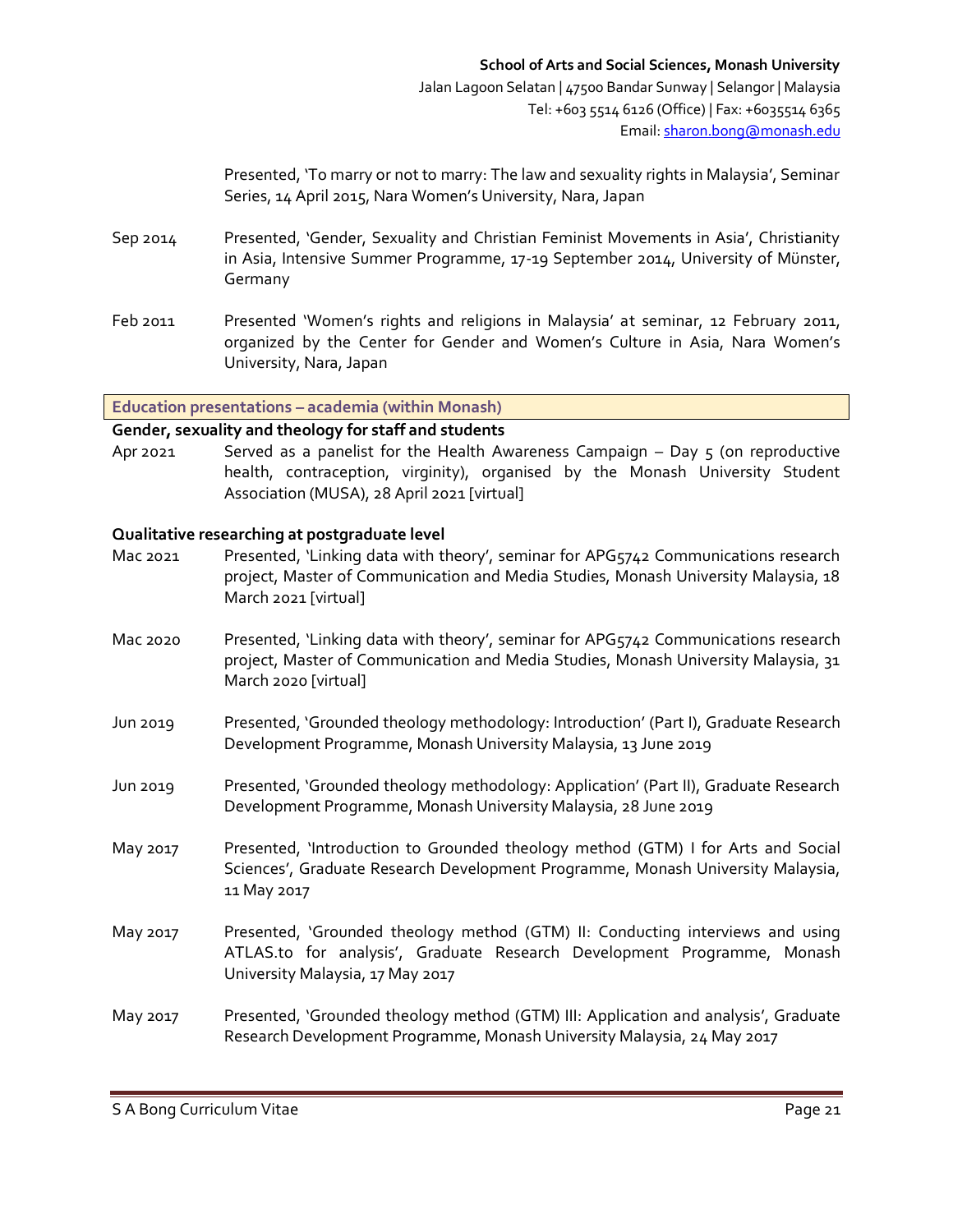Presented, 'To marry or not to marry: The law and sexuality rights in Malaysia', Seminar Series, 14 April 2015, Nara Women's University, Nara, Japan

Sep 2014 Presented, 'Gender, Sexuality and Christian Feminist Movements in Asia', Christianity in Asia, Intensive Summer Programme, 17-19 September 2014, University of Münster, Germany

Feb 2011 Presented 'Women's rights and religions in Malaysia' at seminar, 12 February 2011, organized by the Center for Gender and Women's Culture in Asia, Nara Women's University, Nara, Japan

## Education presentations – academia (within Monash)

### Gender, sexuality and theology for staff and students

Apr 2021 Served as a panelist for the Health Awareness Campaign – Day 5 (on reproductive health, contraception, virginity), organised by the Monash University Student Association (MUSA), 28 April 2021 [virtual]

### Qualitative researching at postgraduate level

Mac 2021 Presented, 'Linking data with theory', seminar for APG5742 Communications research project, Master of Communication and Media Studies, Monash University Malaysia, 18 March 2021 [virtual]

Mac 2020 Presented, 'Linking data with theory', seminar for APG5742 Communications research project, Master of Communication and Media Studies, Monash University Malaysia, 31 March 2020 [virtual]

Jun 2019 Presented, 'Grounded theology methodology: Introduction' (Part I), Graduate Research Development Programme, Monash University Malaysia, 13 June 2019

Jun 2019 Presented, 'Grounded theology methodology: Application' (Part II), Graduate Research Development Programme, Monash University Malaysia, 28 June 2019

May 2017 Presented, 'Introduction to Grounded theology method (GTM) I for Arts and Social Sciences', Graduate Research Development Programme, Monash University Malaysia, 11 May 2017

May 2017 Presented, 'Grounded theology method (GTM) II: Conducting interviews and using ATLAS.to for analysis', Graduate Research Development Programme, Monash University Malaysia, 17 May 2017

May 2017 Presented, 'Grounded theology method (GTM) III: Application and analysis', Graduate Research Development Programme, Monash University Malaysia, 24 May 2017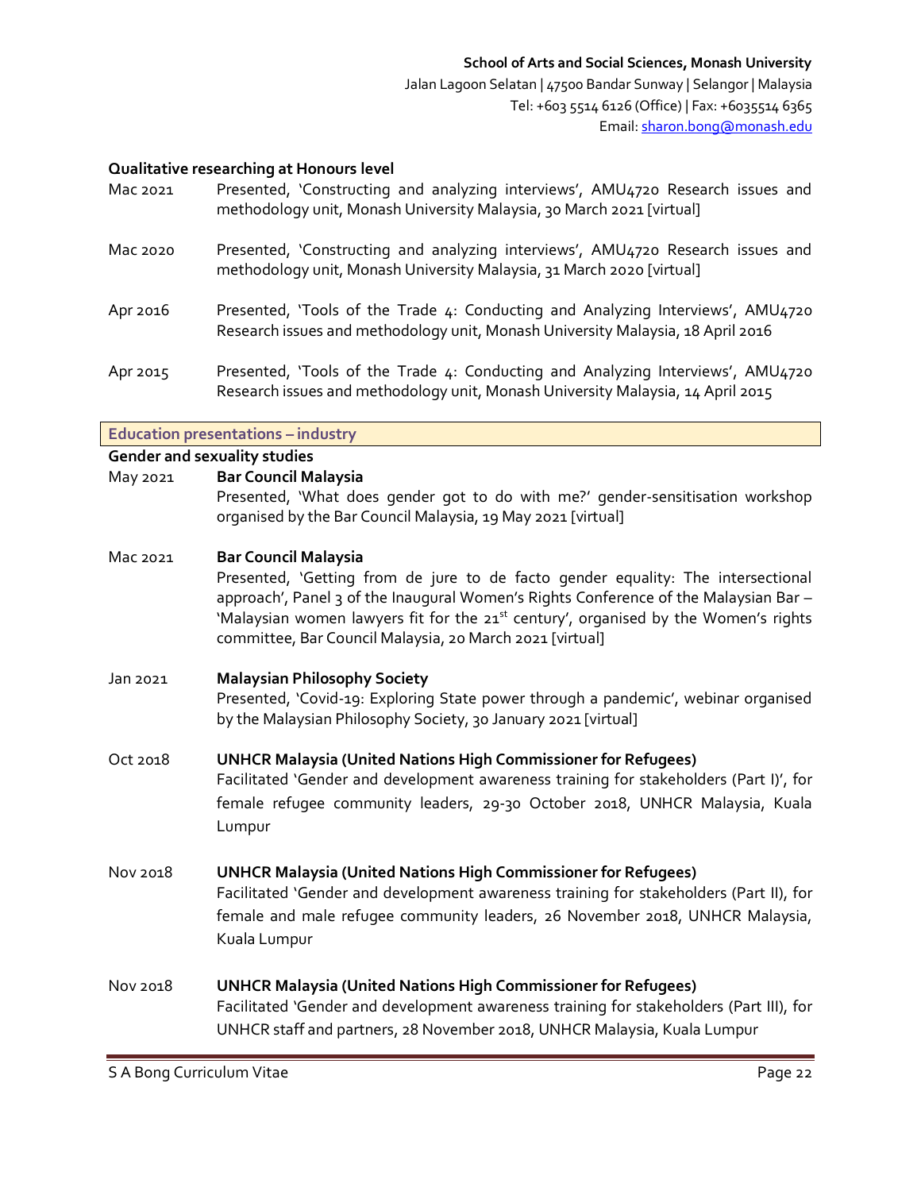**Qualitative researching at Honours level**

Mac 2021 Presented, 'Constructing and analyzing interviews', AMU4720 Research issues and methodology unit, Monash University Malaysia, 30 March 2021 [virtual]

Mac 2020 Presented, 'Constructing and analyzing interviews', AMU4720 Research issues and methodology unit, Monash University Malaysia, 31 March 2020 [virtual]

Apr 2016 Presented, 'Tools of the Trade 4: Conducting and Analyzing Interviews', AMU4720 Research issues and methodology unit, Monash University Malaysia, 18 April 2016

Apr 2015 Presented, 'Tools of the Trade 4: Conducting and Analyzing Interviews', AMU4720 Research issues and methodology unit, Monash University Malaysia, 14 April 2015

## Education presentations – industry

**Gender and sexuality studies**

May 2021 **Bar Council Malaysia**
Presented, 'What does gender got to do with me?' gender-sensitisation workshop organised by the Bar Council Malaysia, 19 May 2021 [virtual]

Mac 2021 **Bar Council Malaysia**
Presented, 'Getting from de jure to de facto gender equality: The intersectional approach', Panel 3 of the Inaugural Women's Rights Conference of the Malaysian Bar – 'Malaysian women lawyers fit for the 21st century', organised by the Women's rights committee, Bar Council Malaysia, 20 March 2021 [virtual]

Jan 2021 **Malaysian Philosophy Society**
Presented, 'Covid-19: Exploring State power through a pandemic', webinar organised by the Malaysian Philosophy Society, 30 January 2021 [virtual]

Oct 2018 **UNHCR Malaysia (United Nations High Commissioner for Refugees)**
Facilitated 'Gender and development awareness training for stakeholders (Part I)', for female refugee community leaders, 29-30 October 2018, UNHCR Malaysia, Kuala Lumpur

Nov 2018 **UNHCR Malaysia (United Nations High Commissioner for Refugees)**
Facilitated 'Gender and development awareness training for stakeholders (Part II), for female and male refugee community leaders, 26 November 2018, UNHCR Malaysia, Kuala Lumpur

Nov 2018 **UNHCR Malaysia (United Nations High Commissioner for Refugees)**
Facilitated 'Gender and development awareness training for stakeholders (Part III), for UNHCR staff and partners, 28 November 2018, UNHCR Malaysia, Kuala Lumpur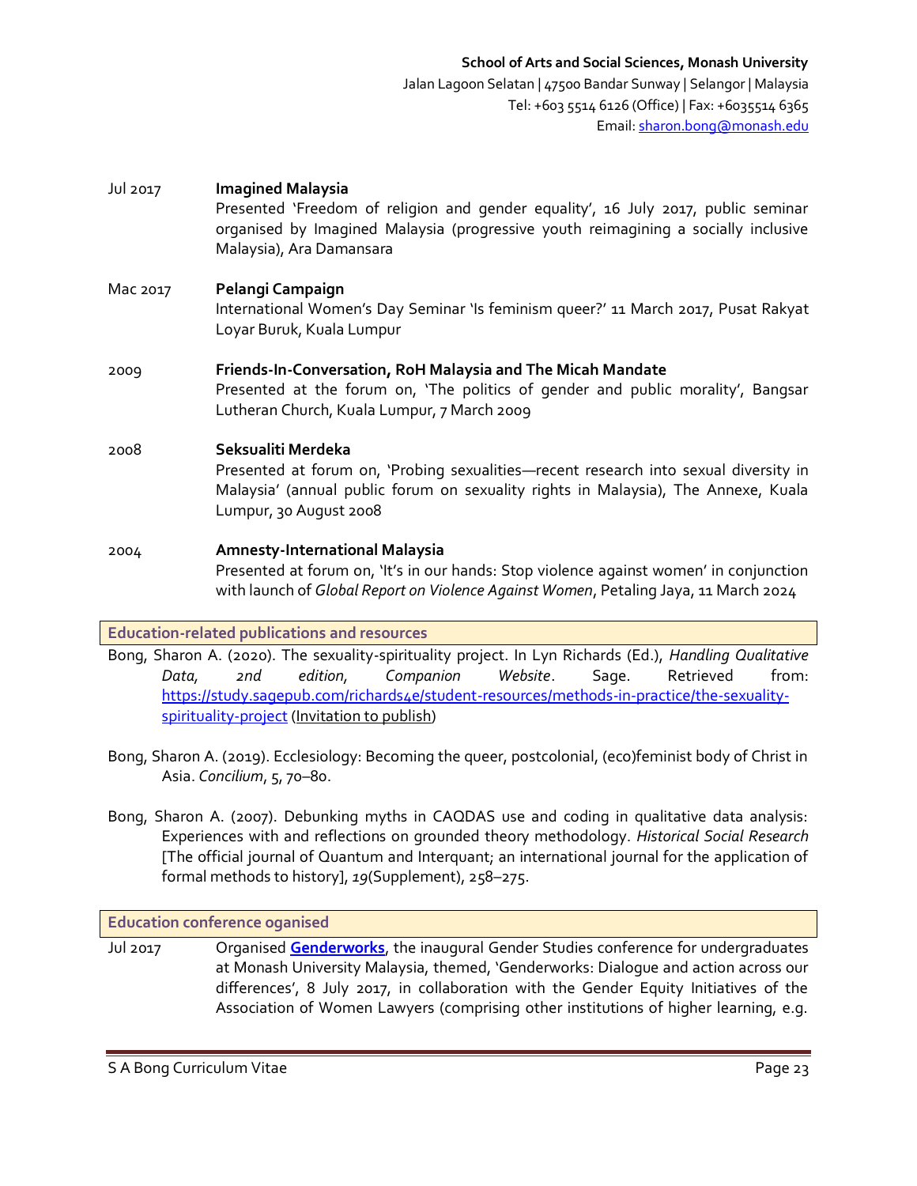**School of Arts and Social Sciences, Monash University**
Jalan Lagoon Selatan | 47500 Bandar Sunway | Selangor | Malaysia
Tel: +603 5514 6126 (Office) | Fax: +6035514 6365
Email: sharon.bong@monash.edu

Jul 2017 **Imagined Malaysia**
Presented 'Freedom of religion and gender equality', 16 July 2017, public seminar organised by Imagined Malaysia (progressive youth reimagining a socially inclusive Malaysia), Ara Damansara

Mac 2017 **Pelangi Campaign**
International Women's Day Seminar 'Is feminism queer?' 11 March 2017, Pusat Rakyat Loyar Buruk, Kuala Lumpur

2009 **Friends-In-Conversation, RoH Malaysia and The Micah Mandate**
Presented at the forum on, 'The politics of gender and public morality', Bangsar Lutheran Church, Kuala Lumpur, 7 March 2009

2008 **Seksualiti Merdeka**
Presented at forum on, 'Probing sexualities—recent research into sexual diversity in Malaysia' (annual public forum on sexuality rights in Malaysia), The Annexe, Kuala Lumpur, 30 August 2008

2004 **Amnesty-International Malaysia**
Presented at forum on, 'It's in our hands: Stop violence against women' in conjunction with launch of *Global Report on Violence Against Women*, Petaling Jaya, 11 March 2024

## Education-related publications and resources

Bong, Sharon A. (2020). The sexuality-spirituality project. In Lyn Richards (Ed.), *Handling Qualitative Data, 2nd edition, Companion Website*. Sage. Retrieved from: https://study.sagepub.com/richards4e/student-resources/methods-in-practice/the-sexuality-spirituality-project (Invitation to publish)

Bong, Sharon A. (2019). Ecclesiology: Becoming the queer, postcolonial, (eco)feminist body of Christ in Asia. *Concilium*, 5, 70–80.

Bong, Sharon A. (2007). Debunking myths in CAQDAS use and coding in qualitative data analysis: Experiences with and reflections on grounded theory methodology. *Historical Social Research* [The official journal of Quantum and Interquant; an international journal for the application of formal methods to history], *19*(Supplement), 258–275.

## Education conference oganised

Jul 2017 Organised **Genderworks**, the inaugural Gender Studies conference for undergraduates at Monash University Malaysia, themed, 'Genderworks: Dialogue and action across our differences', 8 July 2017, in collaboration with the Gender Equity Initiatives of the Association of Women Lawyers (comprising other institutions of higher learning, e.g.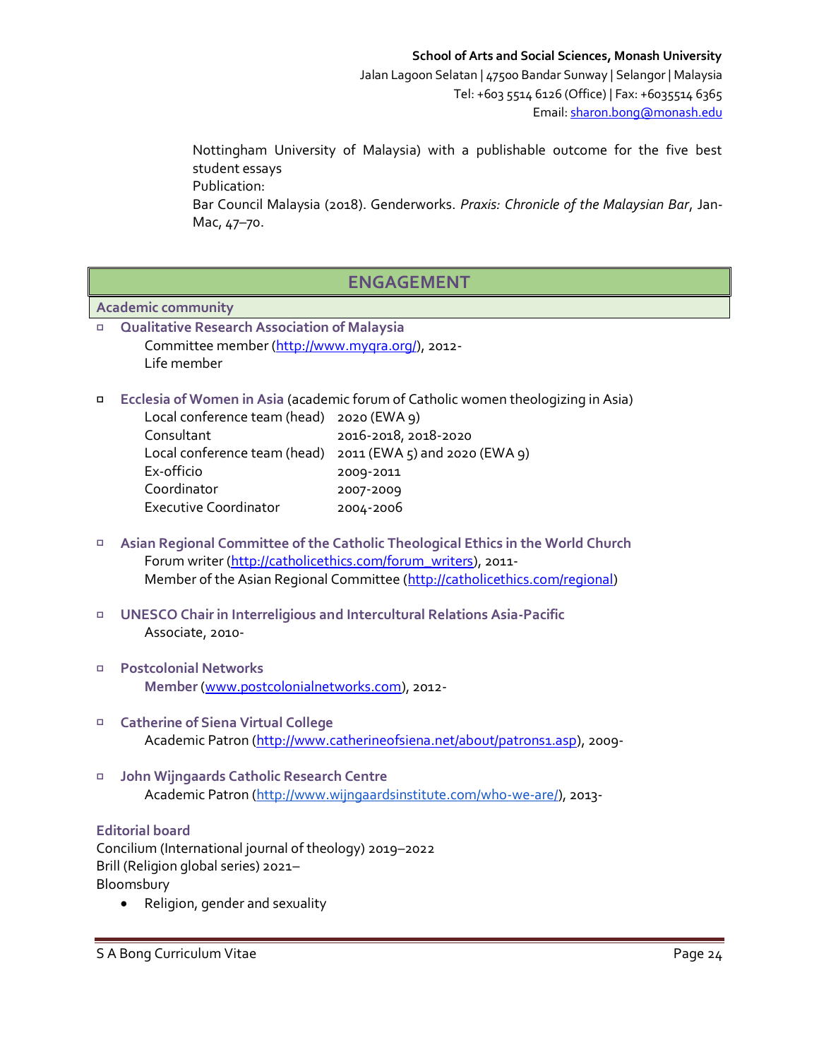Nottingham University of Malaysia) with a publishable outcome for the five best student essays

Publication:

Bar Council Malaysia (2018). Genderworks. *Praxis: Chronicle of the Malaysian Bar*, Jan-Mac, 47–70.

## ENGAGEMENT

### Academic community

- **Qualitative Research Association of Malaysia**
  Committee member (http://www.myqra.org/), 2012-
  Life member

- **Ecclesia of Women in Asia** (academic forum of Catholic women theologizing in Asia)

| | |
|---|---|
| Local conference team (head) | 2020 (EWA 9) |
| Consultant | 2016-2018, 2018-2020 |
| Local conference team (head) | 2011 (EWA 5) and 2020 (EWA 9) |
| Ex-officio | 2009-2011 |
| Coordinator | 2007-2009 |
| Executive Coordinator | 2004-2006 |

- **Asian Regional Committee of the Catholic Theological Ethics in the World Church**
  Forum writer (http://catholicethics.com/forum_writers), 2011-
  Member of the Asian Regional Committee (http://catholicethics.com/regional)

- **UNESCO Chair in Interreligious and Intercultural Relations Asia-Pacific**
  Associate, 2010-

- **Postcolonial Networks**
  **Member** (www.postcolonialnetworks.com), 2012-

- **Catherine of Siena Virtual College**
  Academic Patron (http://www.catherineofsiena.net/about/patrons1.asp), 2009-

- **John Wijngaards Catholic Research Centre**
  Academic Patron (http://www.wijngaardsinstitute.com/who-we-are/), 2013-

### Editorial board

Concilium (International journal of theology) 2019–2022
Brill (Religion global series) 2021–
Bloomsbury

- Religion, gender and sexuality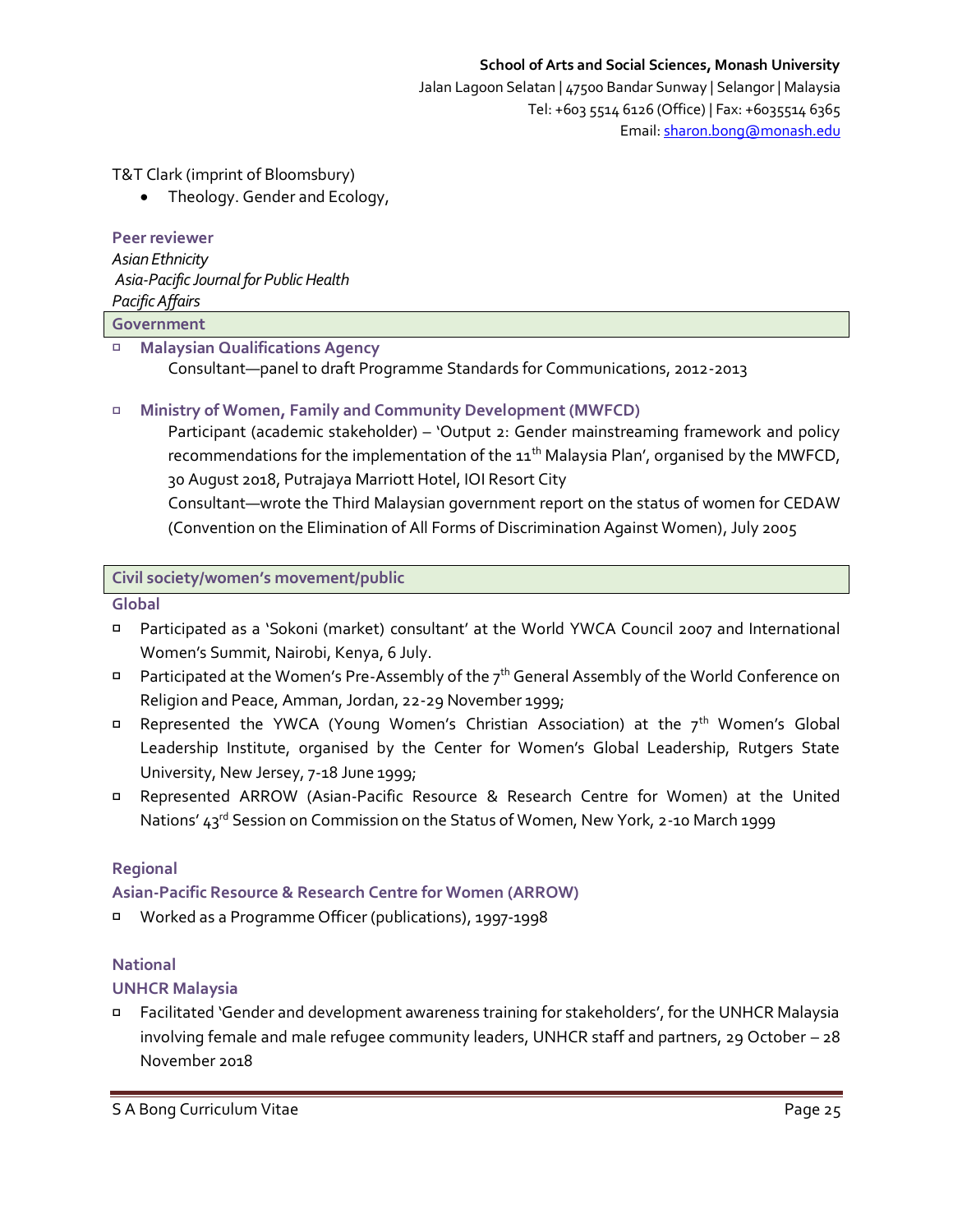T&T Clark (imprint of Bloomsbury)

- Theology. Gender and Ecology,

### Peer reviewer

*Asian Ethnicity*
*Asia-Pacific Journal for Public Health*
*Pacific Affairs*

## Government

- **Malaysian Qualifications Agency**
  Consultant—panel to draft Programme Standards for Communications, 2012-2013

- **Ministry of Women, Family and Community Development (MWFCD)**
  Participant (academic stakeholder) – 'Output 2: Gender mainstreaming framework and policy recommendations for the implementation of the 11th Malaysia Plan', organised by the MWFCD, 30 August 2018, Putrajaya Marriott Hotel, IOI Resort City
  Consultant—wrote the Third Malaysian government report on the status of women for CEDAW (Convention on the Elimination of All Forms of Discrimination Against Women), July 2005

## Civil society/women's movement/public

### Global

- Participated as a 'Sokoni (market) consultant' at the World YWCA Council 2007 and International Women's Summit, Nairobi, Kenya, 6 July.
- Participated at the Women's Pre-Assembly of the 7th General Assembly of the World Conference on Religion and Peace, Amman, Jordan, 22-29 November 1999;
- Represented the YWCA (Young Women's Christian Association) at the 7th Women's Global Leadership Institute, organised by the Center for Women's Global Leadership, Rutgers State University, New Jersey, 7-18 June 1999;
- Represented ARROW (Asian-Pacific Resource & Research Centre for Women) at the United Nations' 43rd Session on Commission on the Status of Women, New York, 2-10 March 1999

### Regional

#### Asian-Pacific Resource & Research Centre for Women (ARROW)

- Worked as a Programme Officer (publications), 1997-1998

### National

#### UNHCR Malaysia

- Facilitated 'Gender and development awareness training for stakeholders', for the UNHCR Malaysia involving female and male refugee community leaders, UNHCR staff and partners, 29 October – 28 November 2018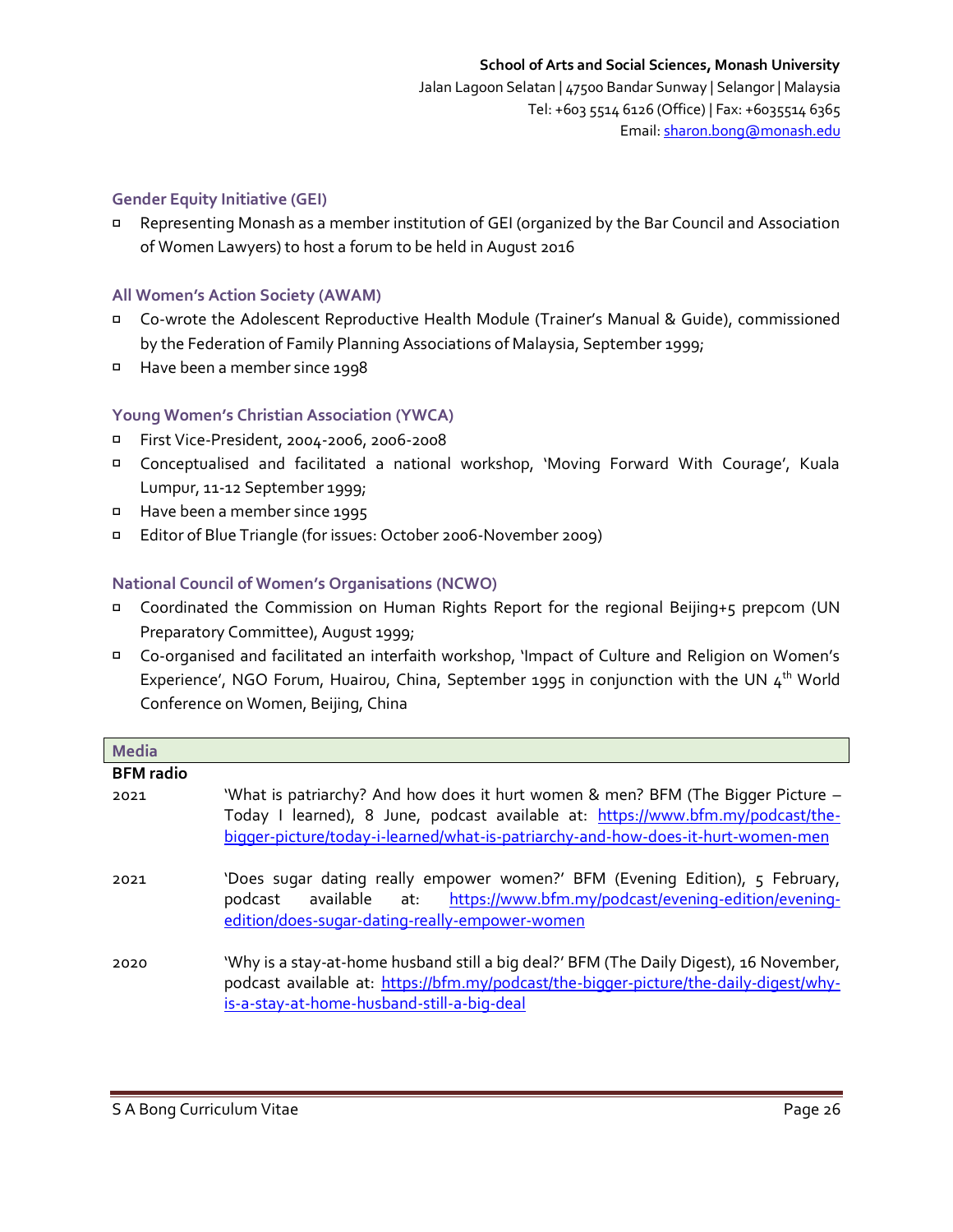School of Arts and Social Sciences, Monash University
Jalan Lagoon Selatan | 47500 Bandar Sunway | Selangor | Malaysia
Tel: +603 5514 6126 (Office) | Fax: +6035514 6365
Email: sharon.bong@monash.edu

### Gender Equity Initiative (GEI)

- Representing Monash as a member institution of GEI (organized by the Bar Council and Association of Women Lawyers) to host a forum to be held in August 2016

### All Women's Action Society (AWAM)

- Co-wrote the Adolescent Reproductive Health Module (Trainer's Manual & Guide), commissioned by the Federation of Family Planning Associations of Malaysia, September 1999;
- Have been a member since 1998

### Young Women's Christian Association (YWCA)

- First Vice-President, 2004-2006, 2006-2008
- Conceptualised and facilitated a national workshop, 'Moving Forward With Courage', Kuala Lumpur, 11-12 September 1999;
- Have been a member since 1995
- Editor of Blue Triangle (for issues: October 2006-November 2009)

### National Council of Women's Organisations (NCWO)

- Coordinated the Commission on Human Rights Report for the regional Beijing+5 prepcom (UN Preparatory Committee), August 1999;
- Co-organised and facilitated an interfaith workshop, 'Impact of Culture and Religion on Women's Experience', NGO Forum, Huairou, China, September 1995 in conjunction with the UN 4th World Conference on Women, Beijing, China

## Media

**BFM radio**

| | |
|---|---|
| 2021 | 'What is patriarchy? And how does it hurt women & men? BFM (The Bigger Picture – Today I learned), 8 June, podcast available at: https://www.bfm.my/podcast/the-bigger-picture/today-i-learned/what-is-patriarchy-and-how-does-it-hurt-women-men |
| 2021 | 'Does sugar dating really empower women?' BFM (Evening Edition), 5 February, podcast available at: https://www.bfm.my/podcast/evening-edition/evening-edition/does-sugar-dating-really-empower-women |
| 2020 | 'Why is a stay-at-home husband still a big deal?' BFM (The Daily Digest), 16 November, podcast available at: https://bfm.my/podcast/the-bigger-picture/the-daily-digest/why-is-a-stay-at-home-husband-still-a-big-deal |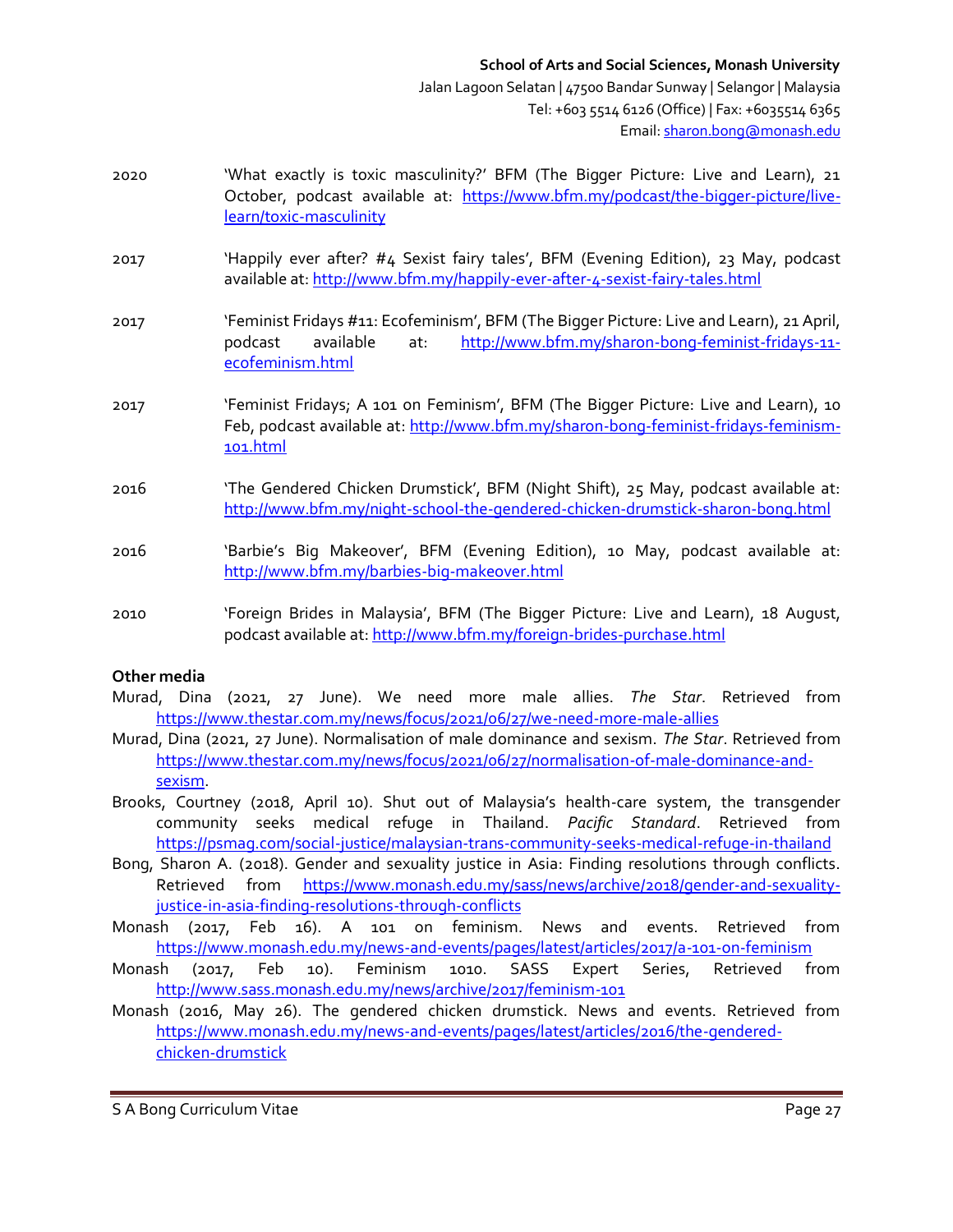School of Arts and Social Sciences, Monash University
Jalan Lagoon Selatan | 47500 Bandar Sunway | Selangor | Malaysia
Tel: +603 5514 6126 (Office) | Fax: +6035514 6365
Email: sharon.bong@monash.edu

2020 'What exactly is toxic masculinity?' BFM (The Bigger Picture: Live and Learn), 21 October, podcast available at: https://www.bfm.my/podcast/the-bigger-picture/live-learn/toxic-masculinity

2017 'Happily ever after? #4 Sexist fairy tales', BFM (Evening Edition), 23 May, podcast available at: http://www.bfm.my/happily-ever-after-4-sexist-fairy-tales.html

2017 'Feminist Fridays #11: Ecofeminism', BFM (The Bigger Picture: Live and Learn), 21 April, podcast available at: http://www.bfm.my/sharon-bong-feminist-fridays-11-ecofeminism.html

2017 'Feminist Fridays; A 101 on Feminism', BFM (The Bigger Picture: Live and Learn), 10 Feb, podcast available at: http://www.bfm.my/sharon-bong-feminist-fridays-feminism-101.html

2016 'The Gendered Chicken Drumstick', BFM (Night Shift), 25 May, podcast available at: http://www.bfm.my/night-school-the-gendered-chicken-drumstick-sharon-bong.html

2016 'Barbie's Big Makeover', BFM (Evening Edition), 10 May, podcast available at: http://www.bfm.my/barbies-big-makeover.html

2010 'Foreign Brides in Malaysia', BFM (The Bigger Picture: Live and Learn), 18 August, podcast available at: http://www.bfm.my/foreign-brides-purchase.html

**Other media**

Murad, Dina (2021, 27 June). We need more male allies. *The Star*. Retrieved from https://www.thestar.com.my/news/focus/2021/06/27/we-need-more-male-allies

Murad, Dina (2021, 27 June). Normalisation of male dominance and sexism. *The Star*. Retrieved from https://www.thestar.com.my/news/focus/2021/06/27/normalisation-of-male-dominance-and-sexism.

Brooks, Courtney (2018, April 10). Shut out of Malaysia's health-care system, the transgender community seeks medical refuge in Thailand. *Pacific Standard*. Retrieved from https://psmag.com/social-justice/malaysian-trans-community-seeks-medical-refuge-in-thailand

Bong, Sharon A. (2018). Gender and sexuality justice in Asia: Finding resolutions through conflicts. Retrieved from https://www.monash.edu.my/sass/news/archive/2018/gender-and-sexuality-justice-in-asia-finding-resolutions-through-conflicts

Monash (2017, Feb 16). A 101 on feminism. News and events. Retrieved from https://www.monash.edu.my/news-and-events/pages/latest/articles/2017/a-101-on-feminism

Monash (2017, Feb 10). Feminism 1010. SASS Expert Series, Retrieved from http://www.sass.monash.edu.my/news/archive/2017/feminism-101

Monash (2016, May 26). The gendered chicken drumstick. News and events. Retrieved from https://www.monash.edu.my/news-and-events/pages/latest/articles/2016/the-gendered-chicken-drumstick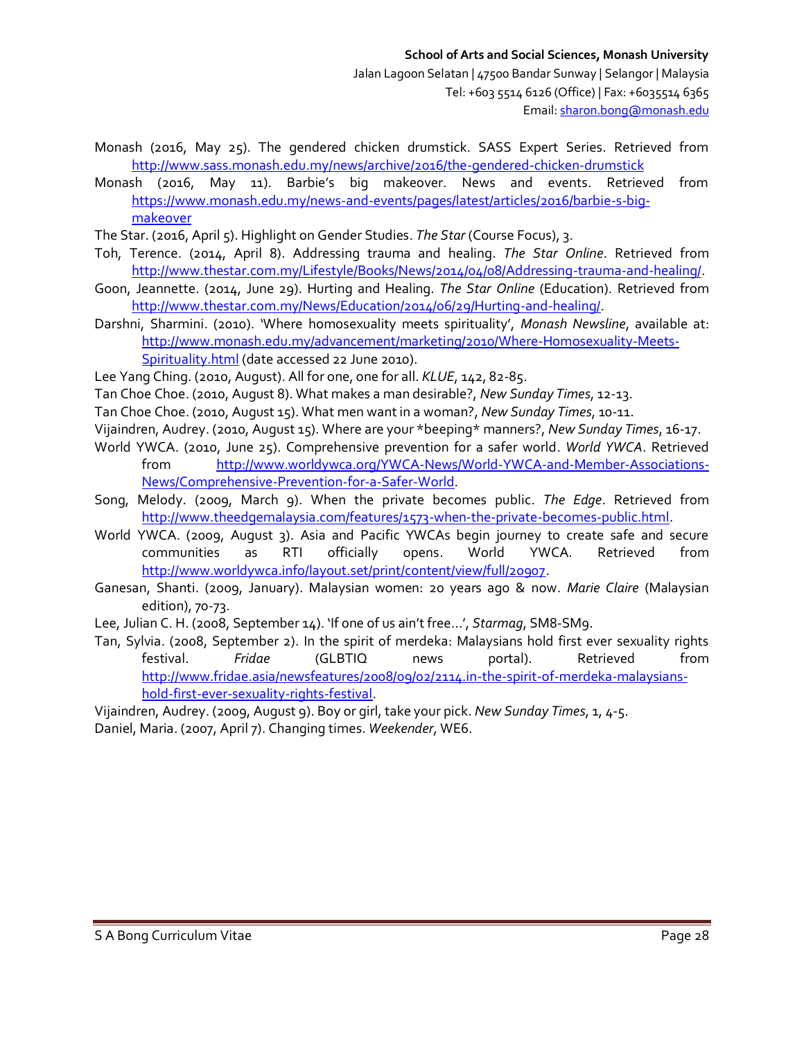Monash (2016, May 25). The gendered chicken drumstick. SASS Expert Series. Retrieved from http://www.sass.monash.edu.my/news/archive/2016/the-gendered-chicken-drumstick

Monash (2016, May 11). Barbie's big makeover. News and events. Retrieved from https://www.monash.edu.my/news-and-events/pages/latest/articles/2016/barbie-s-big-makeover

The Star. (2016, April 5). Highlight on Gender Studies. *The Star* (Course Focus), 3.

Toh, Terence. (2014, April 8). Addressing trauma and healing. *The Star Online*. Retrieved from http://www.thestar.com.my/Lifestyle/Books/News/2014/04/08/Addressing-trauma-and-healing/.

Goon, Jeannette. (2014, June 29). Hurting and Healing. *The Star Online* (Education). Retrieved from http://www.thestar.com.my/News/Education/2014/06/29/Hurting-and-healing/.

Darshni, Sharmini. (2010). 'Where homosexuality meets spirituality', *Monash Newsline*, available at: http://www.monash.edu.my/advancement/marketing/2010/Where-Homosexuality-Meets-Spirituality.html (date accessed 22 June 2010).

Lee Yang Ching. (2010, August). All for one, one for all. *KLUE*, 142, 82-85.

Tan Choe Choe. (2010, August 8). What makes a man desirable?, *New Sunday Times*, 12-13.

Tan Choe Choe. (2010, August 15). What men want in a woman?, *New Sunday Times*, 10-11.

Vijaindren, Audrey. (2010, August 15). Where are your *beeping* manners?, *New Sunday Times*, 16-17.

World YWCA. (2010, June 25). Comprehensive prevention for a safer world. *World YWCA*. Retrieved from http://www.worldywca.org/YWCA-News/World-YWCA-and-Member-Associations-News/Comprehensive-Prevention-for-a-Safer-World.

Song, Melody. (2009, March 9). When the private becomes public. *The Edge*. Retrieved from http://www.theedgemalaysia.com/features/1573-when-the-private-becomes-public.html.

World YWCA. (2009, August 3). Asia and Pacific YWCAs begin journey to create safe and secure communities as RTI officially opens. World YWCA. Retrieved from http://www.worldywca.info/layout.set/print/content/view/full/20907.

Ganesan, Shanti. (2009, January). Malaysian women: 20 years ago & now. *Marie Claire* (Malaysian edition), 70-73.

Lee, Julian C. H. (2008, September 14). 'If one of us ain't free…', *Starmag*, SM8-SM9.

Tan, Sylvia. (2008, September 2). In the spirit of merdeka: Malaysians hold first ever sexuality rights festival. *Fridae* (GLBTIQ news portal). Retrieved from http://www.fridae.asia/newsfeatures/2008/09/02/2114.in-the-spirit-of-merdeka-malaysians-hold-first-ever-sexuality-rights-festival.

Vijaindren, Audrey. (2009, August 9). Boy or girl, take your pick. *New Sunday Times*, 1, 4-5.

Daniel, Maria. (2007, April 7). Changing times. *Weekender*, WE6.